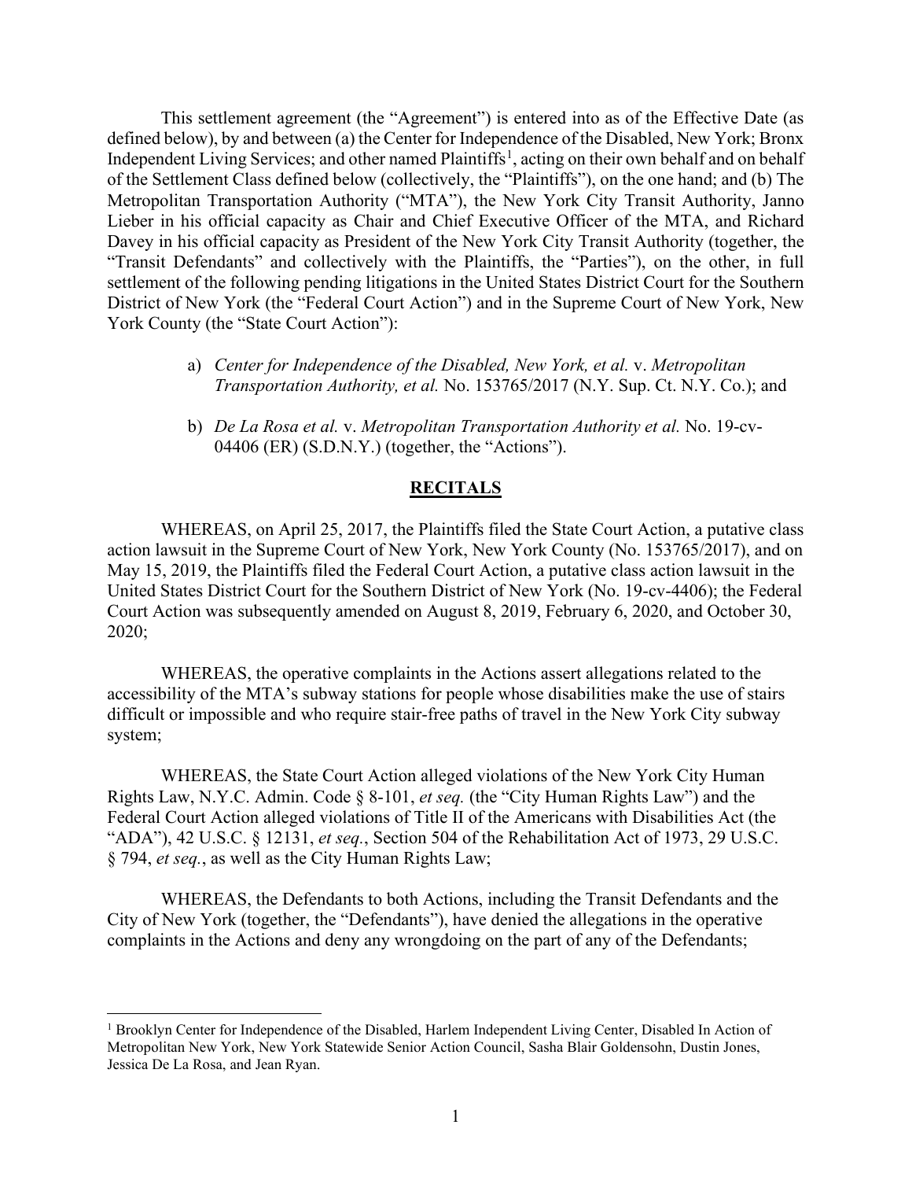This settlement agreement (the "Agreement") is entered into as of the Effective Date (as defined below), by and between (a) the Center for Independence of the Disabled, New York; Bronx Independent Living Services; and other named Plaintiffs[1], acting on their own behalf and on behalf of the Settlement Class defined below (collectively, the "Plaintiffs"), on the one hand; and (b) The Metropolitan Transportation Authority ("MTA"), the New York City Transit Authority, Janno Lieber in his official capacity as Chair and Chief Executive Officer of the MTA, and Richard Davey in his official capacity as President of the New York City Transit Authority (together, the "Transit Defendants" and collectively with the Plaintiffs, the "Parties"), on the other, in full settlement of the following pending litigations in the United States District Court for the Southern District of New York (the "Federal Court Action") and in the Supreme Court of New York, New York County (the "State Court Action"):

a) *Center for Independence of the Disabled, New York, et al.* v. *Metropolitan Transportation Authority, et al.* No. 153765/2017 (N.Y. Sup. Ct. N.Y. Co.); and

b) *De La Rosa et al.* v. *Metropolitan Transportation Authority et al.* No. 19-cv-04406 (ER) (S.D.N.Y.) (together, the "Actions").

## RECITALS

WHEREAS, on April 25, 2017, the Plaintiffs filed the State Court Action, a putative class action lawsuit in the Supreme Court of New York, New York County (No. 153765/2017), and on May 15, 2019, the Plaintiffs filed the Federal Court Action, a putative class action lawsuit in the United States District Court for the Southern District of New York (No. 19-cv-4406); the Federal Court Action was subsequently amended on August 8, 2019, February 6, 2020, and October 30, 2020;

WHEREAS, the operative complaints in the Actions assert allegations related to the accessibility of the MTA's subway stations for people whose disabilities make the use of stairs difficult or impossible and who require stair-free paths of travel in the New York City subway system;

WHEREAS, the State Court Action alleged violations of the New York City Human Rights Law, N.Y.C. Admin. Code § 8-101, *et seq.* (the "City Human Rights Law") and the Federal Court Action alleged violations of Title II of the Americans with Disabilities Act (the "ADA"), 42 U.S.C. § 12131, *et seq.*, Section 504 of the Rehabilitation Act of 1973, 29 U.S.C. § 794, *et seq.*, as well as the City Human Rights Law;

WHEREAS, the Defendants to both Actions, including the Transit Defendants and the City of New York (together, the "Defendants"), have denied the allegations in the operative complaints in the Actions and deny any wrongdoing on the part of any of the Defendants;

[1] Brooklyn Center for Independence of the Disabled, Harlem Independent Living Center, Disabled In Action of Metropolitan New York, New York Statewide Senior Action Council, Sasha Blair Goldensohn, Dustin Jones, Jessica De La Rosa, and Jean Ryan.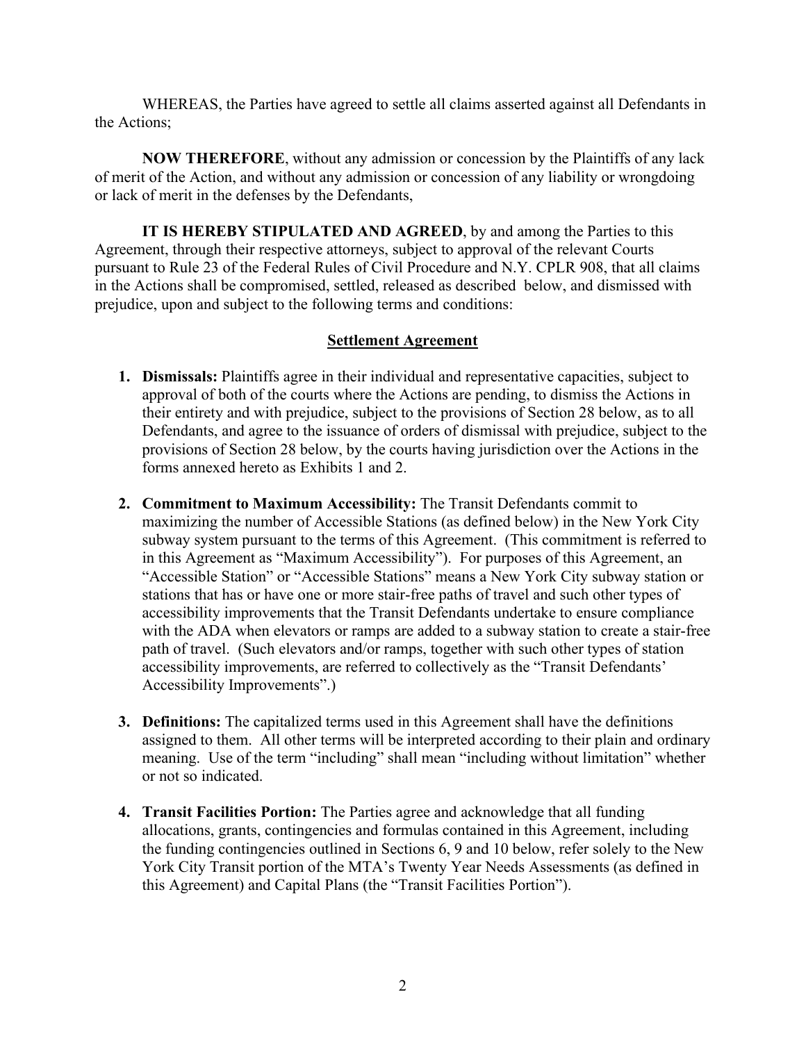WHEREAS, the Parties have agreed to settle all claims asserted against all Defendants in the Actions;

**NOW THEREFORE**, without any admission or concession by the Plaintiffs of any lack of merit of the Action, and without any admission or concession of any liability or wrongdoing or lack of merit in the defenses by the Defendants,

**IT IS HEREBY STIPULATED AND AGREED**, by and among the Parties to this Agreement, through their respective attorneys, subject to approval of the relevant Courts pursuant to Rule 23 of the Federal Rules of Civil Procedure and N.Y. CPLR 908, that all claims in the Actions shall be compromised, settled, released as described below, and dismissed with prejudice, upon and subject to the following terms and conditions:

## Settlement Agreement

1. **Dismissals:** Plaintiffs agree in their individual and representative capacities, subject to approval of both of the courts where the Actions are pending, to dismiss the Actions in their entirety and with prejudice, subject to the provisions of Section 28 below, as to all Defendants, and agree to the issuance of orders of dismissal with prejudice, subject to the provisions of Section 28 below, by the courts having jurisdiction over the Actions in the forms annexed hereto as Exhibits 1 and 2.

2. **Commitment to Maximum Accessibility:** The Transit Defendants commit to maximizing the number of Accessible Stations (as defined below) in the New York City subway system pursuant to the terms of this Agreement. (This commitment is referred to in this Agreement as "Maximum Accessibility"). For purposes of this Agreement, an "Accessible Station" or "Accessible Stations" means a New York City subway station or stations that has or have one or more stair-free paths of travel and such other types of accessibility improvements that the Transit Defendants undertake to ensure compliance with the ADA when elevators or ramps are added to a subway station to create a stair-free path of travel. (Such elevators and/or ramps, together with such other types of station accessibility improvements, are referred to collectively as the "Transit Defendants' Accessibility Improvements".)

3. **Definitions:** The capitalized terms used in this Agreement shall have the definitions assigned to them. All other terms will be interpreted according to their plain and ordinary meaning. Use of the term "including" shall mean "including without limitation" whether or not so indicated.

4. **Transit Facilities Portion:** The Parties agree and acknowledge that all funding allocations, grants, contingencies and formulas contained in this Agreement, including the funding contingencies outlined in Sections 6, 9 and 10 below, refer solely to the New York City Transit portion of the MTA's Twenty Year Needs Assessments (as defined in this Agreement) and Capital Plans (the "Transit Facilities Portion").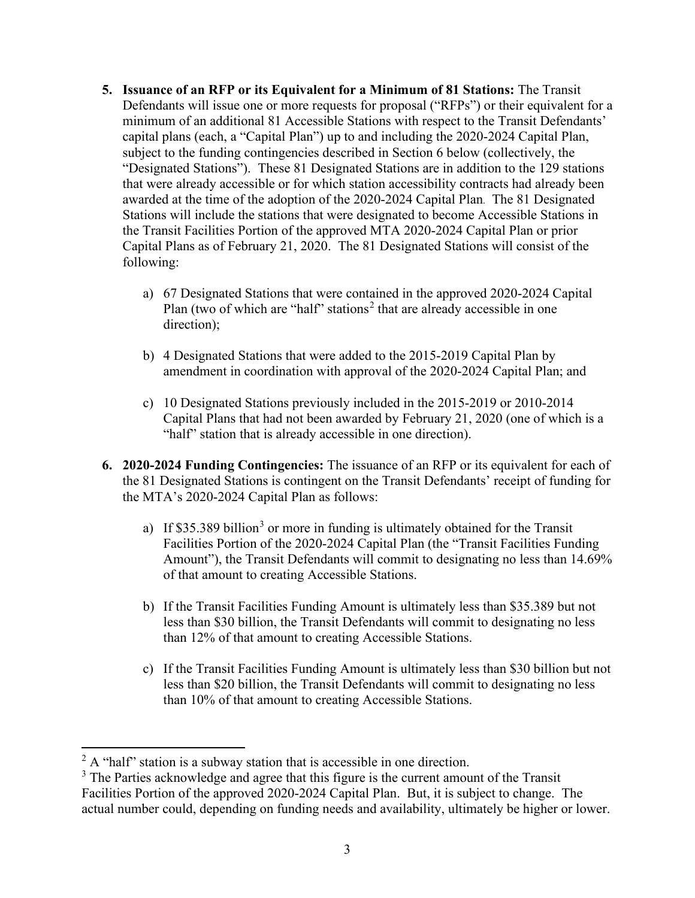5. **Issuance of an RFP or its Equivalent for a Minimum of 81 Stations:** The Transit Defendants will issue one or more requests for proposal ("RFPs") or their equivalent for a minimum of an additional 81 Accessible Stations with respect to the Transit Defendants' capital plans (each, a "Capital Plan") up to and including the 2020-2024 Capital Plan, subject to the funding contingencies described in Section 6 below (collectively, the "Designated Stations"). These 81 Designated Stations are in addition to the 129 stations that were already accessible or for which station accessibility contracts had already been awarded at the time of the adoption of the 2020-2024 Capital Plan. The 81 Designated Stations will include the stations that were designated to become Accessible Stations in the Transit Facilities Portion of the approved MTA 2020-2024 Capital Plan or prior Capital Plans as of February 21, 2020. The 81 Designated Stations will consist of the following:

   a) 67 Designated Stations that were contained in the approved 2020-2024 Capital Plan (two of which are "half" stations[2] that are already accessible in one direction);

   b) 4 Designated Stations that were added to the 2015-2019 Capital Plan by amendment in coordination with approval of the 2020-2024 Capital Plan; and

   c) 10 Designated Stations previously included in the 2015-2019 or 2010-2014 Capital Plans that had not been awarded by February 21, 2020 (one of which is a "half" station that is already accessible in one direction).

6. **2020-2024 Funding Contingencies:** The issuance of an RFP or its equivalent for each of the 81 Designated Stations is contingent on the Transit Defendants' receipt of funding for the MTA's 2020-2024 Capital Plan as follows:

   a) If $35.389 billion[3] or more in funding is ultimately obtained for the Transit Facilities Portion of the 2020-2024 Capital Plan (the "Transit Facilities Funding Amount"), the Transit Defendants will commit to designating no less than 14.69% of that amount to creating Accessible Stations.

   b) If the Transit Facilities Funding Amount is ultimately less than $35.389 but not less than $30 billion, the Transit Defendants will commit to designating no less than 12% of that amount to creating Accessible Stations.

   c) If the Transit Facilities Funding Amount is ultimately less than $30 billion but not less than $20 billion, the Transit Defendants will commit to designating no less than 10% of that amount to creating Accessible Stations.

---

[2] A "half" station is a subway station that is accessible in one direction.

[3] The Parties acknowledge and agree that this figure is the current amount of the Transit Facilities Portion of the approved 2020-2024 Capital Plan. But, it is subject to change. The actual number could, depending on funding needs and availability, ultimately be higher or lower.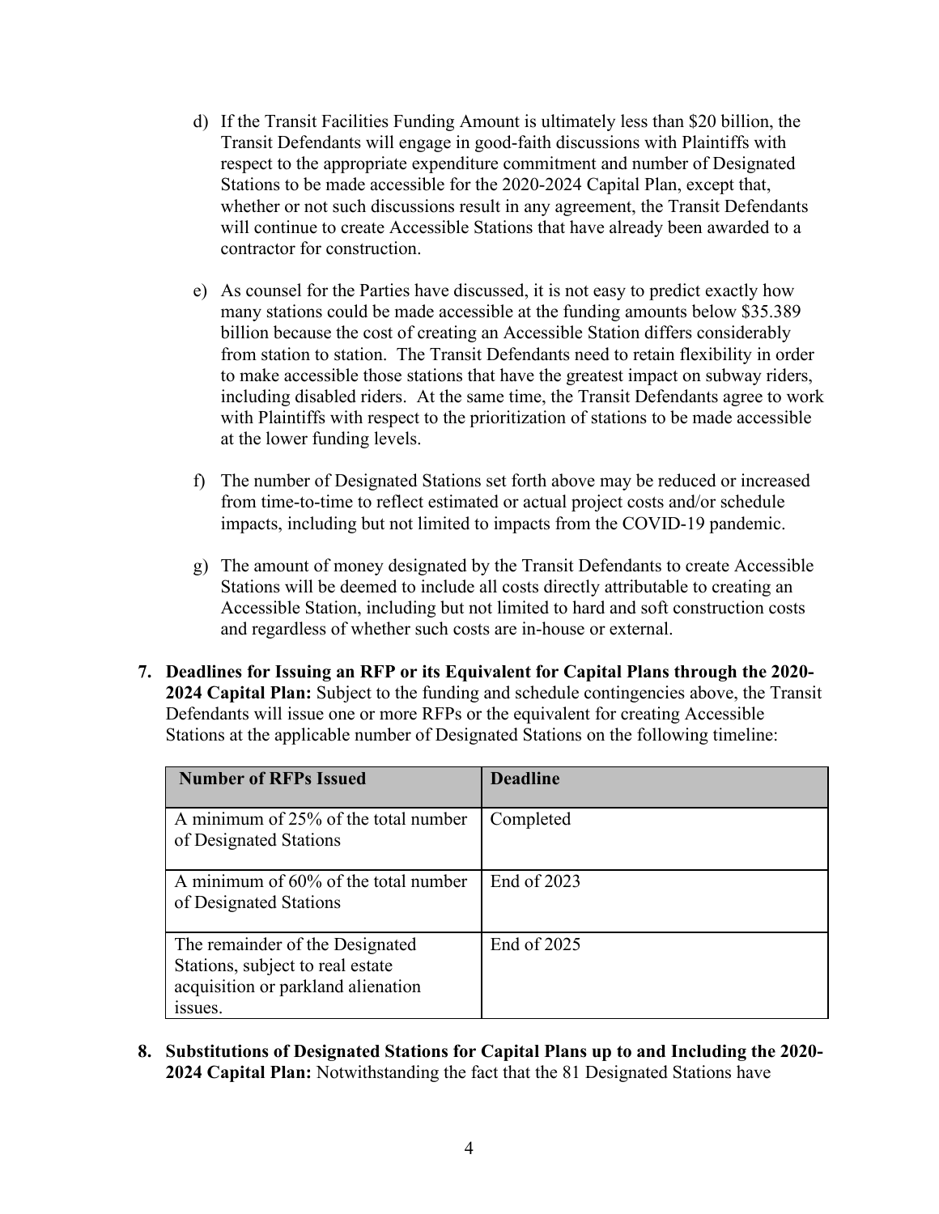d) If the Transit Facilities Funding Amount is ultimately less than $20 billion, the Transit Defendants will engage in good-faith discussions with Plaintiffs with respect to the appropriate expenditure commitment and number of Designated Stations to be made accessible for the 2020-2024 Capital Plan, except that, whether or not such discussions result in any agreement, the Transit Defendants will continue to create Accessible Stations that have already been awarded to a contractor for construction.

e) As counsel for the Parties have discussed, it is not easy to predict exactly how many stations could be made accessible at the funding amounts below $35.389 billion because the cost of creating an Accessible Station differs considerably from station to station. The Transit Defendants need to retain flexibility in order to make accessible those stations that have the greatest impact on subway riders, including disabled riders. At the same time, the Transit Defendants agree to work with Plaintiffs with respect to the prioritization of stations to be made accessible at the lower funding levels.

f) The number of Designated Stations set forth above may be reduced or increased from time-to-time to reflect estimated or actual project costs and/or schedule impacts, including but not limited to impacts from the COVID-19 pandemic.

g) The amount of money designated by the Transit Defendants to create Accessible Stations will be deemed to include all costs directly attributable to creating an Accessible Station, including but not limited to hard and soft construction costs and regardless of whether such costs are in-house or external.

7. **Deadlines for Issuing an RFP or its Equivalent for Capital Plans through the 2020-2024 Capital Plan:** Subject to the funding and schedule contingencies above, the Transit Defendants will issue one or more RFPs or the equivalent for creating Accessible Stations at the applicable number of Designated Stations on the following timeline:

| Number of RFPs Issued | Deadline |
|---|---|
| A minimum of 25% of the total number of Designated Stations | Completed |
| A minimum of 60% of the total number of Designated Stations | End of 2023 |
| The remainder of the Designated Stations, subject to real estate acquisition or parkland alienation issues. | End of 2025 |

8. **Substitutions of Designated Stations for Capital Plans up to and Including the 2020-2024 Capital Plan:** Notwithstanding the fact that the 81 Designated Stations have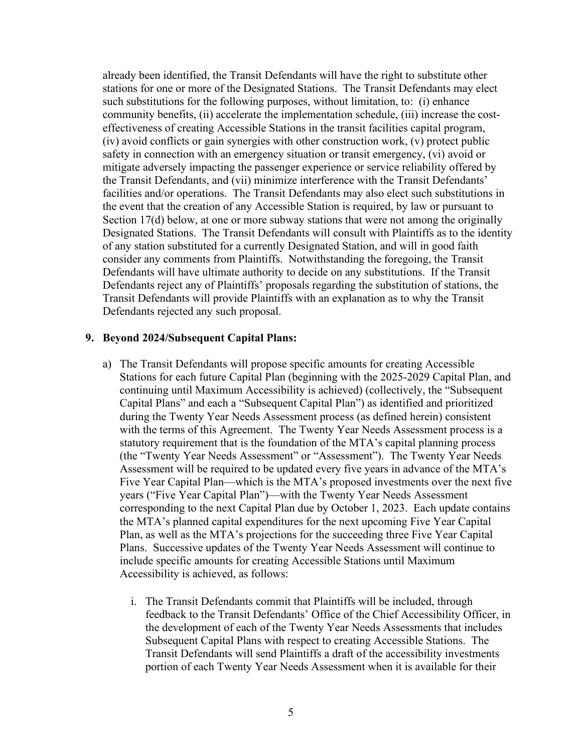already been identified, the Transit Defendants will have the right to substitute other stations for one or more of the Designated Stations. The Transit Defendants may elect such substitutions for the following purposes, without limitation, to: (i) enhance community benefits, (ii) accelerate the implementation schedule, (iii) increase the cost-effectiveness of creating Accessible Stations in the transit facilities capital program, (iv) avoid conflicts or gain synergies with other construction work, (v) protect public safety in connection with an emergency situation or transit emergency, (vi) avoid or mitigate adversely impacting the passenger experience or service reliability offered by the Transit Defendants, and (vii) minimize interference with the Transit Defendants' facilities and/or operations. The Transit Defendants may also elect such substitutions in the event that the creation of any Accessible Station is required, by law or pursuant to Section 17(d) below, at one or more subway stations that were not among the originally Designated Stations. The Transit Defendants will consult with Plaintiffs as to the identity of any station substituted for a currently Designated Station, and will in good faith consider any comments from Plaintiffs. Notwithstanding the foregoing, the Transit Defendants will have ultimate authority to decide on any substitutions. If the Transit Defendants reject any of Plaintiffs' proposals regarding the substitution of stations, the Transit Defendants will provide Plaintiffs with an explanation as to why the Transit Defendants rejected any such proposal.

**9. Beyond 2024/Subsequent Capital Plans:**

a) The Transit Defendants will propose specific amounts for creating Accessible Stations for each future Capital Plan (beginning with the 2025-2029 Capital Plan, and continuing until Maximum Accessibility is achieved) (collectively, the "Subsequent Capital Plans" and each a "Subsequent Capital Plan") as identified and prioritized during the Twenty Year Needs Assessment process (as defined herein) consistent with the terms of this Agreement. The Twenty Year Needs Assessment process is a statutory requirement that is the foundation of the MTA's capital planning process (the "Twenty Year Needs Assessment" or "Assessment"). The Twenty Year Needs Assessment will be required to be updated every five years in advance of the MTA's Five Year Capital Plan—which is the MTA's proposed investments over the next five years ("Five Year Capital Plan")—with the Twenty Year Needs Assessment corresponding to the next Capital Plan due by October 1, 2023. Each update contains the MTA's planned capital expenditures for the next upcoming Five Year Capital Plan, as well as the MTA's projections for the succeeding three Five Year Capital Plans. Successive updates of the Twenty Year Needs Assessment will continue to include specific amounts for creating Accessible Stations until Maximum Accessibility is achieved, as follows:

   i. The Transit Defendants commit that Plaintiffs will be included, through feedback to the Transit Defendants' Office of the Chief Accessibility Officer, in the development of each of the Twenty Year Needs Assessments that includes Subsequent Capital Plans with respect to creating Accessible Stations. The Transit Defendants will send Plaintiffs a draft of the accessibility investments portion of each Twenty Year Needs Assessment when it is available for their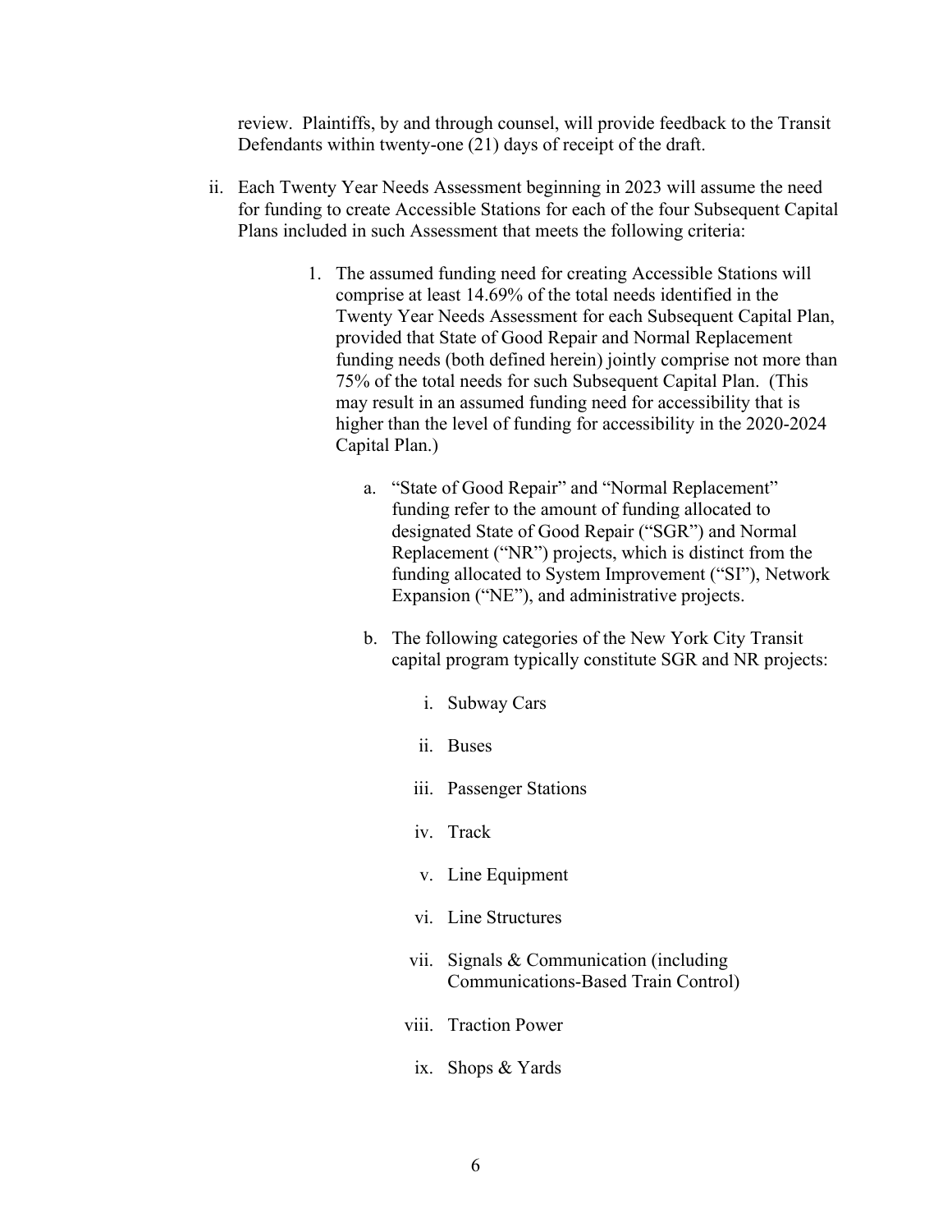review. Plaintiffs, by and through counsel, will provide feedback to the Transit Defendants within twenty-one (21) days of receipt of the draft.

ii. Each Twenty Year Needs Assessment beginning in 2023 will assume the need for funding to create Accessible Stations for each of the four Subsequent Capital Plans included in such Assessment that meets the following criteria:

   1. The assumed funding need for creating Accessible Stations will comprise at least 14.69% of the total needs identified in the Twenty Year Needs Assessment for each Subsequent Capital Plan, provided that State of Good Repair and Normal Replacement funding needs (both defined herein) jointly comprise not more than 75% of the total needs for such Subsequent Capital Plan. (This may result in an assumed funding need for accessibility that is higher than the level of funding for accessibility in the 2020-2024 Capital Plan.)

      a. "State of Good Repair" and "Normal Replacement" funding refer to the amount of funding allocated to designated State of Good Repair ("SGR") and Normal Replacement ("NR") projects, which is distinct from the funding allocated to System Improvement ("SI"), Network Expansion ("NE"), and administrative projects.

      b. The following categories of the New York City Transit capital program typically constitute SGR and NR projects:

         i. Subway Cars

         ii. Buses

         iii. Passenger Stations

         iv. Track

         v. Line Equipment

         vi. Line Structures

         vii. Signals & Communication (including Communications-Based Train Control)

         viii. Traction Power

         ix. Shops & Yards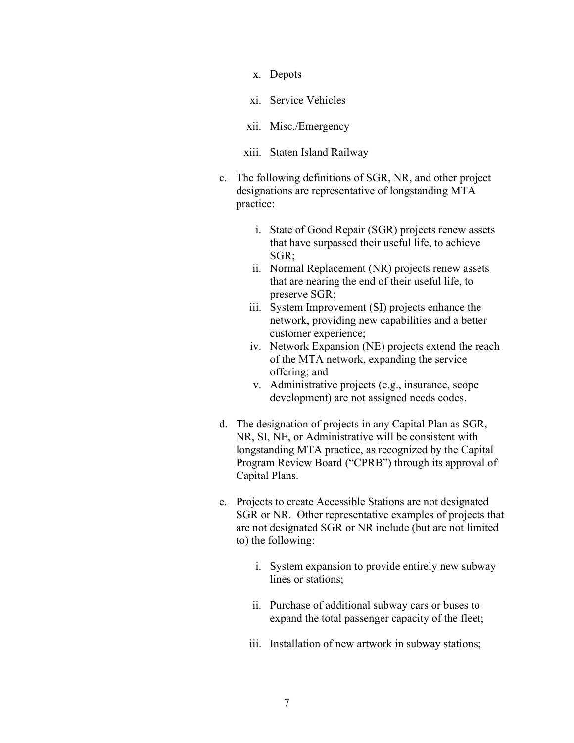x. Depots

xi. Service Vehicles

xii. Misc./Emergency

xiii. Staten Island Railway

c. The following definitions of SGR, NR, and other project designations are representative of longstanding MTA practice:

   i. State of Good Repair (SGR) projects renew assets that have surpassed their useful life, to achieve SGR;
   ii. Normal Replacement (NR) projects renew assets that are nearing the end of their useful life, to preserve SGR;
   iii. System Improvement (SI) projects enhance the network, providing new capabilities and a better customer experience;
   iv. Network Expansion (NE) projects extend the reach of the MTA network, expanding the service offering; and
   v. Administrative projects (e.g., insurance, scope development) are not assigned needs codes.

d. The designation of projects in any Capital Plan as SGR, NR, SI, NE, or Administrative will be consistent with longstanding MTA practice, as recognized by the Capital Program Review Board ("CPRB") through its approval of Capital Plans.

e. Projects to create Accessible Stations are not designated SGR or NR. Other representative examples of projects that are not designated SGR or NR include (but are not limited to) the following:

   i. System expansion to provide entirely new subway lines or stations;

   ii. Purchase of additional subway cars or buses to expand the total passenger capacity of the fleet;

   iii. Installation of new artwork in subway stations;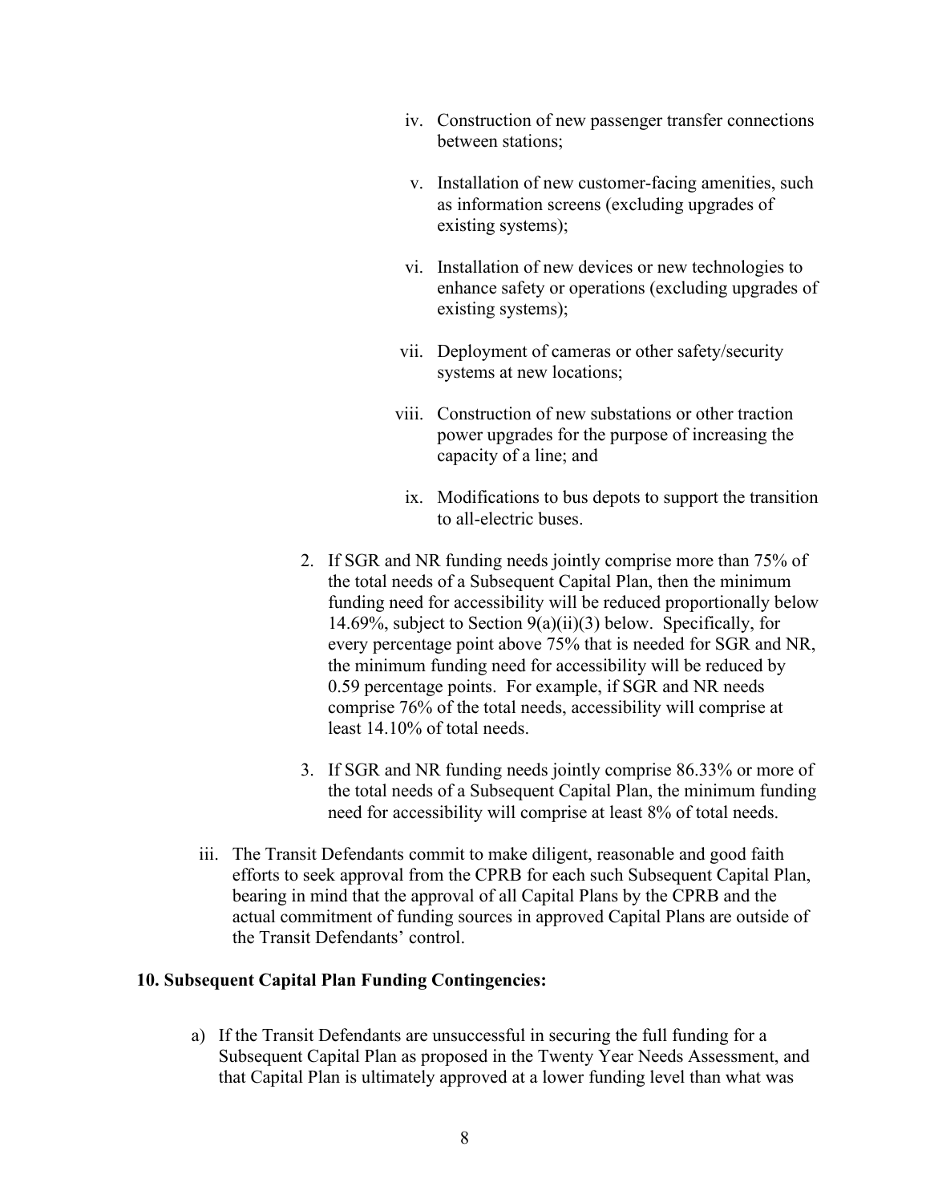iv. Construction of new passenger transfer connections between stations;

v. Installation of new customer-facing amenities, such as information screens (excluding upgrades of existing systems);

vi. Installation of new devices or new technologies to enhance safety or operations (excluding upgrades of existing systems);

vii. Deployment of cameras or other safety/security systems at new locations;

viii. Construction of new substations or other traction power upgrades for the purpose of increasing the capacity of a line; and

ix. Modifications to bus depots to support the transition to all-electric buses.

2. If SGR and NR funding needs jointly comprise more than 75% of the total needs of a Subsequent Capital Plan, then the minimum funding need for accessibility will be reduced proportionally below 14.69%, subject to Section 9(a)(ii)(3) below. Specifically, for every percentage point above 75% that is needed for SGR and NR, the minimum funding need for accessibility will be reduced by 0.59 percentage points. For example, if SGR and NR needs comprise 76% of the total needs, accessibility will comprise at least 14.10% of total needs.

3. If SGR and NR funding needs jointly comprise 86.33% or more of the total needs of a Subsequent Capital Plan, the minimum funding need for accessibility will comprise at least 8% of total needs.

iii. The Transit Defendants commit to make diligent, reasonable and good faith efforts to seek approval from the CPRB for each such Subsequent Capital Plan, bearing in mind that the approval of all Capital Plans by the CPRB and the actual commitment of funding sources in approved Capital Plans are outside of the Transit Defendants' control.

**10. Subsequent Capital Plan Funding Contingencies:**

a) If the Transit Defendants are unsuccessful in securing the full funding for a Subsequent Capital Plan as proposed in the Twenty Year Needs Assessment, and that Capital Plan is ultimately approved at a lower funding level than what was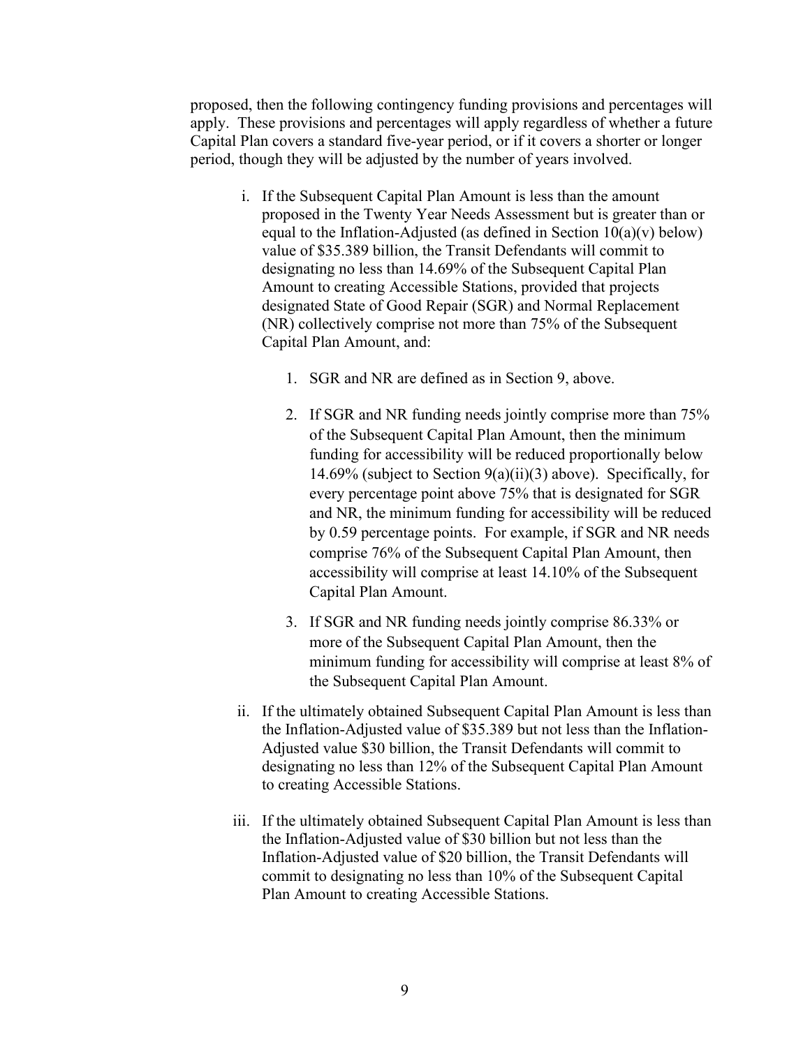proposed, then the following contingency funding provisions and percentages will apply. These provisions and percentages will apply regardless of whether a future Capital Plan covers a standard five-year period, or if it covers a shorter or longer period, though they will be adjusted by the number of years involved.

i. If the Subsequent Capital Plan Amount is less than the amount proposed in the Twenty Year Needs Assessment but is greater than or equal to the Inflation-Adjusted (as defined in Section 10(a)(v) below) value of $35.389 billion, the Transit Defendants will commit to designating no less than 14.69% of the Subsequent Capital Plan Amount to creating Accessible Stations, provided that projects designated State of Good Repair (SGR) and Normal Replacement (NR) collectively comprise not more than 75% of the Subsequent Capital Plan Amount, and:

   1. SGR and NR are defined as in Section 9, above.

   2. If SGR and NR funding needs jointly comprise more than 75% of the Subsequent Capital Plan Amount, then the minimum funding for accessibility will be reduced proportionally below 14.69% (subject to Section 9(a)(ii)(3) above). Specifically, for every percentage point above 75% that is designated for SGR and NR, the minimum funding for accessibility will be reduced by 0.59 percentage points. For example, if SGR and NR needs comprise 76% of the Subsequent Capital Plan Amount, then accessibility will comprise at least 14.10% of the Subsequent Capital Plan Amount.

   3. If SGR and NR funding needs jointly comprise 86.33% or more of the Subsequent Capital Plan Amount, then the minimum funding for accessibility will comprise at least 8% of the Subsequent Capital Plan Amount.

ii. If the ultimately obtained Subsequent Capital Plan Amount is less than the Inflation-Adjusted value of $35.389 but not less than the Inflation-Adjusted value $30 billion, the Transit Defendants will commit to designating no less than 12% of the Subsequent Capital Plan Amount to creating Accessible Stations.

iii. If the ultimately obtained Subsequent Capital Plan Amount is less than the Inflation-Adjusted value of $30 billion but not less than the Inflation-Adjusted value of $20 billion, the Transit Defendants will commit to designating no less than 10% of the Subsequent Capital Plan Amount to creating Accessible Stations.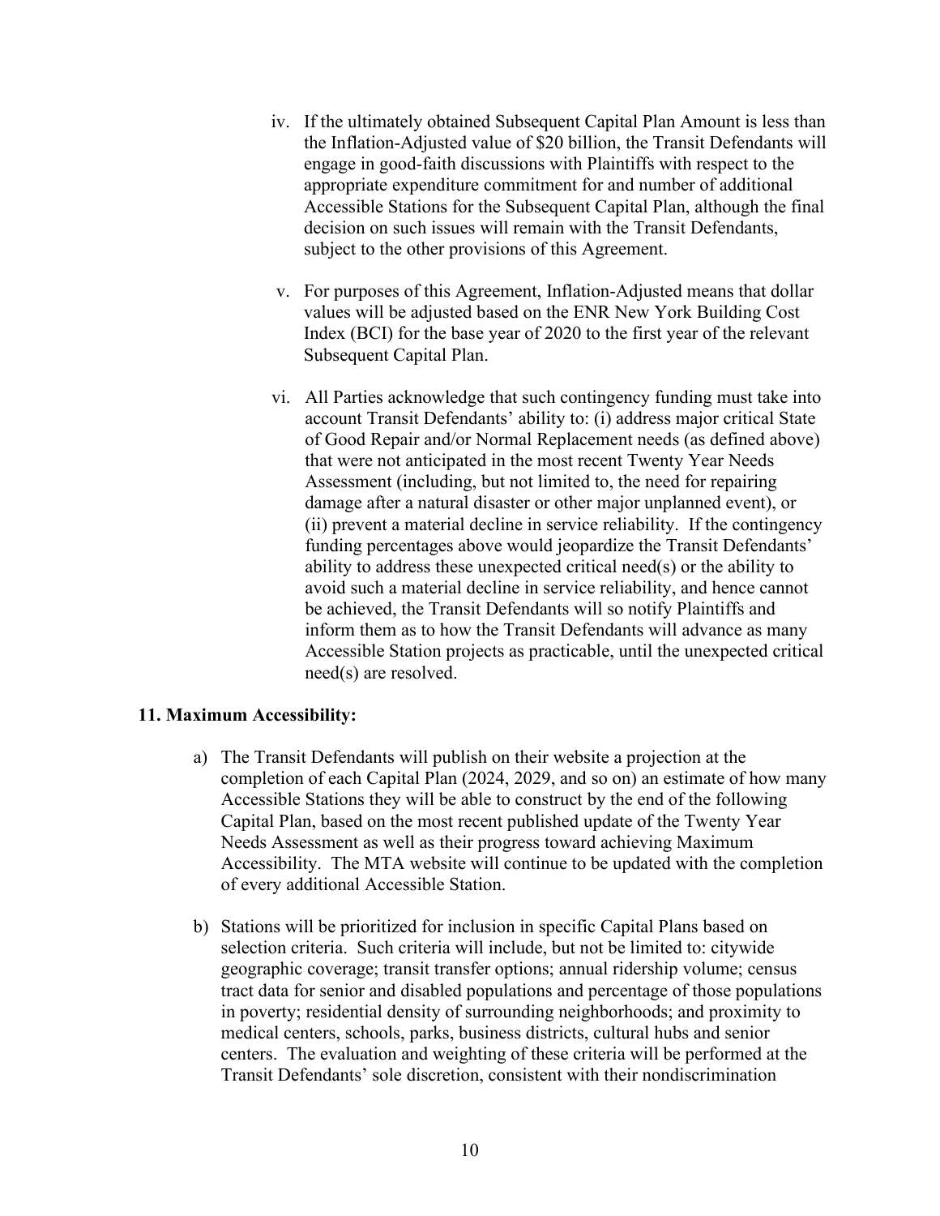iv. If the ultimately obtained Subsequent Capital Plan Amount is less than the Inflation-Adjusted value of $20 billion, the Transit Defendants will engage in good-faith discussions with Plaintiffs with respect to the appropriate expenditure commitment for and number of additional Accessible Stations for the Subsequent Capital Plan, although the final decision on such issues will remain with the Transit Defendants, subject to the other provisions of this Agreement.

v. For purposes of this Agreement, Inflation-Adjusted means that dollar values will be adjusted based on the ENR New York Building Cost Index (BCI) for the base year of 2020 to the first year of the relevant Subsequent Capital Plan.

vi. All Parties acknowledge that such contingency funding must take into account Transit Defendants' ability to: (i) address major critical State of Good Repair and/or Normal Replacement needs (as defined above) that were not anticipated in the most recent Twenty Year Needs Assessment (including, but not limited to, the need for repairing damage after a natural disaster or other major unplanned event), or (ii) prevent a material decline in service reliability. If the contingency funding percentages above would jeopardize the Transit Defendants' ability to address these unexpected critical need(s) or the ability to avoid such a material decline in service reliability, and hence cannot be achieved, the Transit Defendants will so notify Plaintiffs and inform them as to how the Transit Defendants will advance as many Accessible Station projects as practicable, until the unexpected critical need(s) are resolved.

**11. Maximum Accessibility:**

a) The Transit Defendants will publish on their website a projection at the completion of each Capital Plan (2024, 2029, and so on) an estimate of how many Accessible Stations they will be able to construct by the end of the following Capital Plan, based on the most recent published update of the Twenty Year Needs Assessment as well as their progress toward achieving Maximum Accessibility. The MTA website will continue to be updated with the completion of every additional Accessible Station.

b) Stations will be prioritized for inclusion in specific Capital Plans based on selection criteria. Such criteria will include, but not be limited to: citywide geographic coverage; transit transfer options; annual ridership volume; census tract data for senior and disabled populations and percentage of those populations in poverty; residential density of surrounding neighborhoods; and proximity to medical centers, schools, parks, business districts, cultural hubs and senior centers. The evaluation and weighting of these criteria will be performed at the Transit Defendants' sole discretion, consistent with their nondiscrimination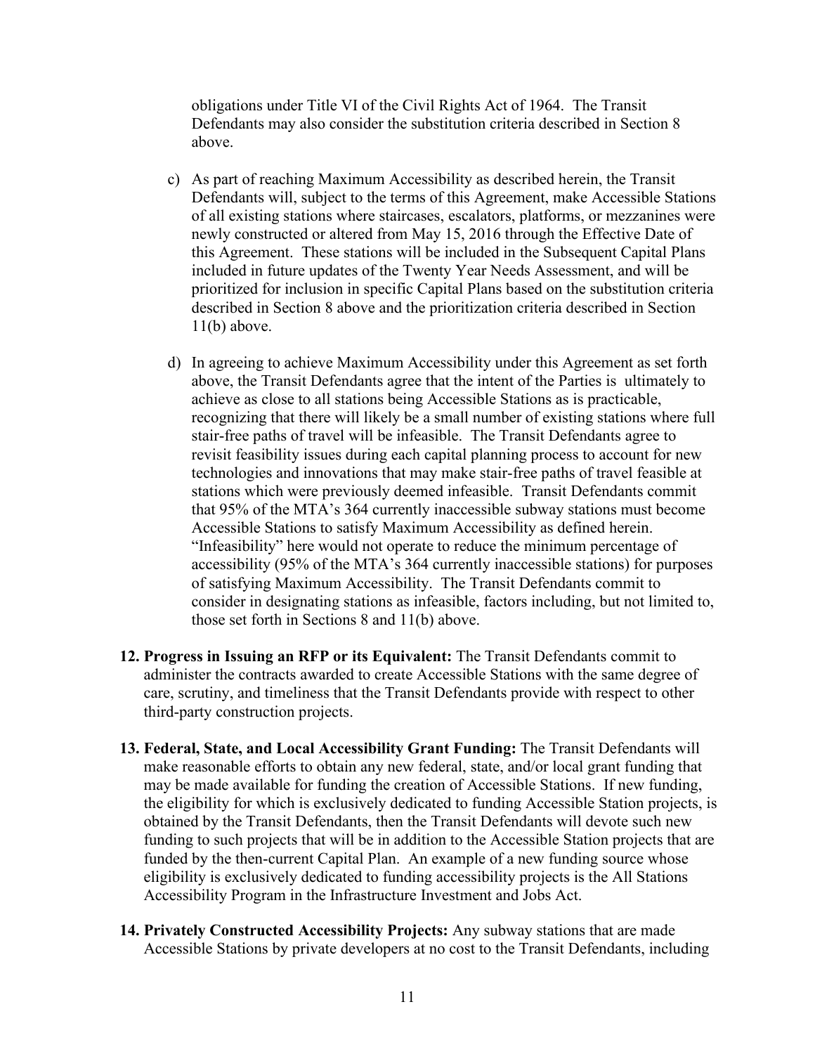obligations under Title VI of the Civil Rights Act of 1964. The Transit Defendants may also consider the substitution criteria described in Section 8 above.

c) As part of reaching Maximum Accessibility as described herein, the Transit Defendants will, subject to the terms of this Agreement, make Accessible Stations of all existing stations where staircases, escalators, platforms, or mezzanines were newly constructed or altered from May 15, 2016 through the Effective Date of this Agreement. These stations will be included in the Subsequent Capital Plans included in future updates of the Twenty Year Needs Assessment, and will be prioritized for inclusion in specific Capital Plans based on the substitution criteria described in Section 8 above and the prioritization criteria described in Section 11(b) above.

d) In agreeing to achieve Maximum Accessibility under this Agreement as set forth above, the Transit Defendants agree that the intent of the Parties is ultimately to achieve as close to all stations being Accessible Stations as is practicable, recognizing that there will likely be a small number of existing stations where full stair-free paths of travel will be infeasible. The Transit Defendants agree to revisit feasibility issues during each capital planning process to account for new technologies and innovations that may make stair-free paths of travel feasible at stations which were previously deemed infeasible. Transit Defendants commit that 95% of the MTA's 364 currently inaccessible subway stations must become Accessible Stations to satisfy Maximum Accessibility as defined herein. "Infeasibility" here would not operate to reduce the minimum percentage of accessibility (95% of the MTA's 364 currently inaccessible stations) for purposes of satisfying Maximum Accessibility. The Transit Defendants commit to consider in designating stations as infeasible, factors including, but not limited to, those set forth in Sections 8 and 11(b) above.

12. **Progress in Issuing an RFP or its Equivalent:** The Transit Defendants commit to administer the contracts awarded to create Accessible Stations with the same degree of care, scrutiny, and timeliness that the Transit Defendants provide with respect to other third-party construction projects.

13. **Federal, State, and Local Accessibility Grant Funding:** The Transit Defendants will make reasonable efforts to obtain any new federal, state, and/or local grant funding that may be made available for funding the creation of Accessible Stations. If new funding, the eligibility for which is exclusively dedicated to funding Accessible Station projects, is obtained by the Transit Defendants, then the Transit Defendants will devote such new funding to such projects that will be in addition to the Accessible Station projects that are funded by the then-current Capital Plan. An example of a new funding source whose eligibility is exclusively dedicated to funding accessibility projects is the All Stations Accessibility Program in the Infrastructure Investment and Jobs Act.

14. **Privately Constructed Accessibility Projects:** Any subway stations that are made Accessible Stations by private developers at no cost to the Transit Defendants, including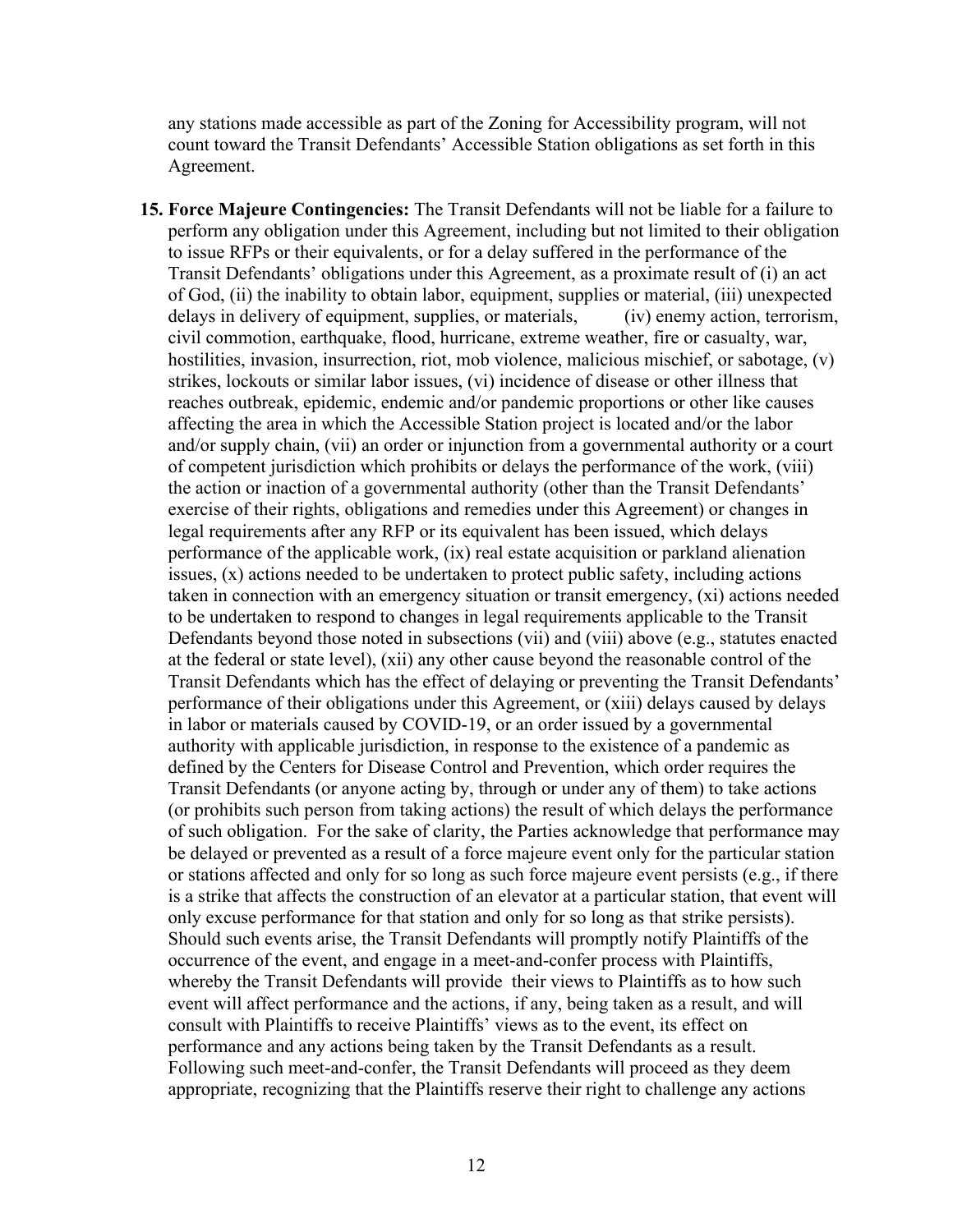any stations made accessible as part of the Zoning for Accessibility program, will not count toward the Transit Defendants' Accessible Station obligations as set forth in this Agreement.

15. **Force Majeure Contingencies:** The Transit Defendants will not be liable for a failure to perform any obligation under this Agreement, including but not limited to their obligation to issue RFPs or their equivalents, or for a delay suffered in the performance of the Transit Defendants' obligations under this Agreement, as a proximate result of (i) an act of God, (ii) the inability to obtain labor, equipment, supplies or material, (iii) unexpected delays in delivery of equipment, supplies, or materials, (iv) enemy action, terrorism, civil commotion, earthquake, flood, hurricane, extreme weather, fire or casualty, war, hostilities, invasion, insurrection, riot, mob violence, malicious mischief, or sabotage, (v) strikes, lockouts or similar labor issues, (vi) incidence of disease or other illness that reaches outbreak, epidemic, endemic and/or pandemic proportions or other like causes affecting the area in which the Accessible Station project is located and/or the labor and/or supply chain, (vii) an order or injunction from a governmental authority or a court of competent jurisdiction which prohibits or delays the performance of the work, (viii) the action or inaction of a governmental authority (other than the Transit Defendants' exercise of their rights, obligations and remedies under this Agreement) or changes in legal requirements after any RFP or its equivalent has been issued, which delays performance of the applicable work, (ix) real estate acquisition or parkland alienation issues, (x) actions needed to be undertaken to protect public safety, including actions taken in connection with an emergency situation or transit emergency, (xi) actions needed to be undertaken to respond to changes in legal requirements applicable to the Transit Defendants beyond those noted in subsections (vii) and (viii) above (e.g., statutes enacted at the federal or state level), (xii) any other cause beyond the reasonable control of the Transit Defendants which has the effect of delaying or preventing the Transit Defendants' performance of their obligations under this Agreement, or (xiii) delays caused by delays in labor or materials caused by COVID-19, or an order issued by a governmental authority with applicable jurisdiction, in response to the existence of a pandemic as defined by the Centers for Disease Control and Prevention, which order requires the Transit Defendants (or anyone acting by, through or under any of them) to take actions (or prohibits such person from taking actions) the result of which delays the performance of such obligation. For the sake of clarity, the Parties acknowledge that performance may be delayed or prevented as a result of a force majeure event only for the particular station or stations affected and only for so long as such force majeure event persists (e.g., if there is a strike that affects the construction of an elevator at a particular station, that event will only excuse performance for that station and only for so long as that strike persists). Should such events arise, the Transit Defendants will promptly notify Plaintiffs of the occurrence of the event, and engage in a meet-and-confer process with Plaintiffs, whereby the Transit Defendants will provide their views to Plaintiffs as to how such event will affect performance and the actions, if any, being taken as a result, and will consult with Plaintiffs to receive Plaintiffs' views as to the event, its effect on performance and any actions being taken by the Transit Defendants as a result. Following such meet-and-confer, the Transit Defendants will proceed as they deem appropriate, recognizing that the Plaintiffs reserve their right to challenge any actions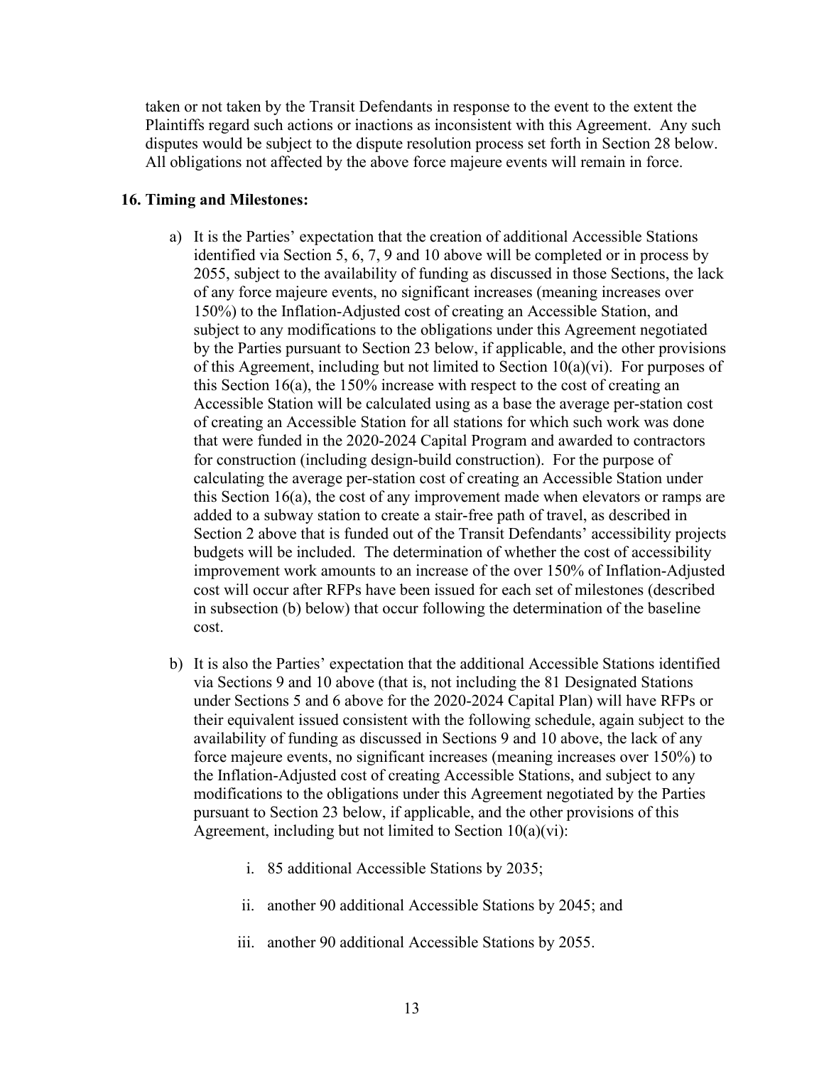taken or not taken by the Transit Defendants in response to the event to the extent the Plaintiffs regard such actions or inactions as inconsistent with this Agreement. Any such disputes would be subject to the dispute resolution process set forth in Section 28 below. All obligations not affected by the above force majeure events will remain in force.

**16. Timing and Milestones:**

a) It is the Parties' expectation that the creation of additional Accessible Stations identified via Section 5, 6, 7, 9 and 10 above will be completed or in process by 2055, subject to the availability of funding as discussed in those Sections, the lack of any force majeure events, no significant increases (meaning increases over 150%) to the Inflation-Adjusted cost of creating an Accessible Station, and subject to any modifications to the obligations under this Agreement negotiated by the Parties pursuant to Section 23 below, if applicable, and the other provisions of this Agreement, including but not limited to Section 10(a)(vi). For purposes of this Section 16(a), the 150% increase with respect to the cost of creating an Accessible Station will be calculated using as a base the average per-station cost of creating an Accessible Station for all stations for which such work was done that were funded in the 2020-2024 Capital Program and awarded to contractors for construction (including design-build construction). For the purpose of calculating the average per-station cost of creating an Accessible Station under this Section 16(a), the cost of any improvement made when elevators or ramps are added to a subway station to create a stair-free path of travel, as described in Section 2 above that is funded out of the Transit Defendants' accessibility projects budgets will be included. The determination of whether the cost of accessibility improvement work amounts to an increase of the over 150% of Inflation-Adjusted cost will occur after RFPs have been issued for each set of milestones (described in subsection (b) below) that occur following the determination of the baseline cost.

b) It is also the Parties' expectation that the additional Accessible Stations identified via Sections 9 and 10 above (that is, not including the 81 Designated Stations under Sections 5 and 6 above for the 2020-2024 Capital Plan) will have RFPs or their equivalent issued consistent with the following schedule, again subject to the availability of funding as discussed in Sections 9 and 10 above, the lack of any force majeure events, no significant increases (meaning increases over 150%) to the Inflation-Adjusted cost of creating Accessible Stations, and subject to any modifications to the obligations under this Agreement negotiated by the Parties pursuant to Section 23 below, if applicable, and the other provisions of this Agreement, including but not limited to Section 10(a)(vi):

    i. 85 additional Accessible Stations by 2035;

    ii. another 90 additional Accessible Stations by 2045; and

    iii. another 90 additional Accessible Stations by 2055.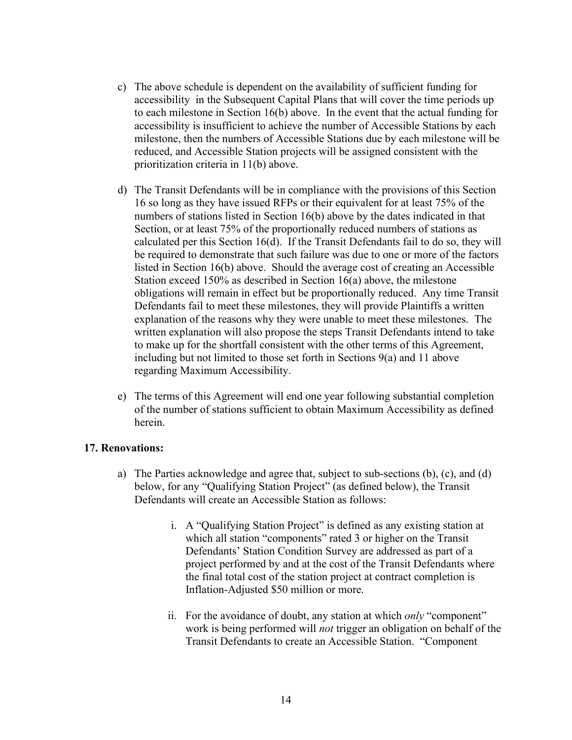c) The above schedule is dependent on the availability of sufficient funding for accessibility in the Subsequent Capital Plans that will cover the time periods up to each milestone in Section 16(b) above. In the event that the actual funding for accessibility is insufficient to achieve the number of Accessible Stations by each milestone, then the numbers of Accessible Stations due by each milestone will be reduced, and Accessible Station projects will be assigned consistent with the prioritization criteria in 11(b) above.

d) The Transit Defendants will be in compliance with the provisions of this Section 16 so long as they have issued RFPs or their equivalent for at least 75% of the numbers of stations listed in Section 16(b) above by the dates indicated in that Section, or at least 75% of the proportionally reduced numbers of stations as calculated per this Section 16(d). If the Transit Defendants fail to do so, they will be required to demonstrate that such failure was due to one or more of the factors listed in Section 16(b) above. Should the average cost of creating an Accessible Station exceed 150% as described in Section 16(a) above, the milestone obligations will remain in effect but be proportionally reduced. Any time Transit Defendants fail to meet these milestones, they will provide Plaintiffs a written explanation of the reasons why they were unable to meet these milestones. The written explanation will also propose the steps Transit Defendants intend to take to make up for the shortfall consistent with the other terms of this Agreement, including but not limited to those set forth in Sections 9(a) and 11 above regarding Maximum Accessibility.

e) The terms of this Agreement will end one year following substantial completion of the number of stations sufficient to obtain Maximum Accessibility as defined herein.

**17. Renovations:**

a) The Parties acknowledge and agree that, subject to sub-sections (b), (c), and (d) below, for any "Qualifying Station Project" (as defined below), the Transit Defendants will create an Accessible Station as follows:

   i. A "Qualifying Station Project" is defined as any existing station at which all station "components" rated 3 or higher on the Transit Defendants' Station Condition Survey are addressed as part of a project performed by and at the cost of the Transit Defendants where the final total cost of the station project at contract completion is Inflation-Adjusted $50 million or more.

   ii. For the avoidance of doubt, any station at which *only* "component" work is being performed will *not* trigger an obligation on behalf of the Transit Defendants to create an Accessible Station. "Component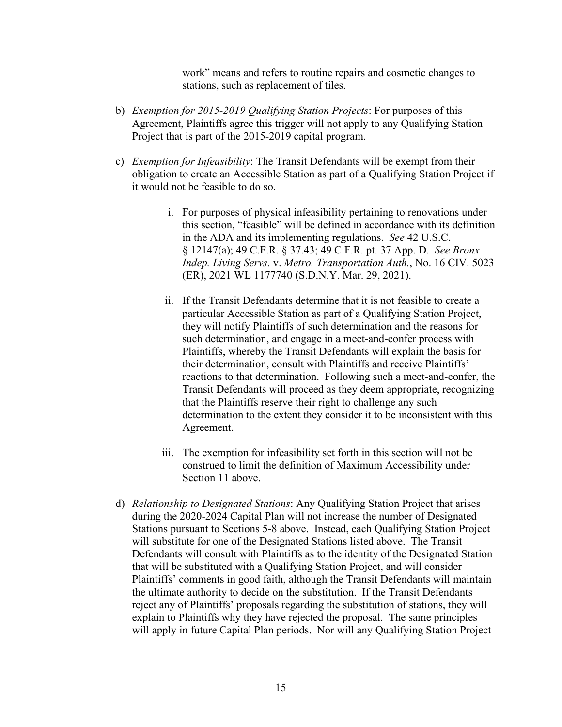work" means and refers to routine repairs and cosmetic changes to stations, such as replacement of tiles.

b) *Exemption for 2015-2019 Qualifying Station Projects*: For purposes of this Agreement, Plaintiffs agree this trigger will not apply to any Qualifying Station Project that is part of the 2015-2019 capital program.

c) *Exemption for Infeasibility*: The Transit Defendants will be exempt from their obligation to create an Accessible Station as part of a Qualifying Station Project if it would not be feasible to do so.

   i. For purposes of physical infeasibility pertaining to renovations under this section, "feasible" will be defined in accordance with its definition in the ADA and its implementing regulations. *See* 42 U.S.C. § 12147(a); 49 C.F.R. § 37.43; 49 C.F.R. pt. 37 App. D. *See Bronx Indep. Living Servs.* v. *Metro. Transportation Auth.*, No. 16 CIV. 5023 (ER), 2021 WL 1177740 (S.D.N.Y. Mar. 29, 2021).

   ii. If the Transit Defendants determine that it is not feasible to create a particular Accessible Station as part of a Qualifying Station Project, they will notify Plaintiffs of such determination and the reasons for such determination, and engage in a meet-and-confer process with Plaintiffs, whereby the Transit Defendants will explain the basis for their determination, consult with Plaintiffs and receive Plaintiffs' reactions to that determination. Following such a meet-and-confer, the Transit Defendants will proceed as they deem appropriate, recognizing that the Plaintiffs reserve their right to challenge any such determination to the extent they consider it to be inconsistent with this Agreement.

   iii. The exemption for infeasibility set forth in this section will not be construed to limit the definition of Maximum Accessibility under Section 11 above.

d) *Relationship to Designated Stations*: Any Qualifying Station Project that arises during the 2020-2024 Capital Plan will not increase the number of Designated Stations pursuant to Sections 5-8 above. Instead, each Qualifying Station Project will substitute for one of the Designated Stations listed above. The Transit Defendants will consult with Plaintiffs as to the identity of the Designated Station that will be substituted with a Qualifying Station Project, and will consider Plaintiffs' comments in good faith, although the Transit Defendants will maintain the ultimate authority to decide on the substitution. If the Transit Defendants reject any of Plaintiffs' proposals regarding the substitution of stations, they will explain to Plaintiffs why they have rejected the proposal. The same principles will apply in future Capital Plan periods. Nor will any Qualifying Station Project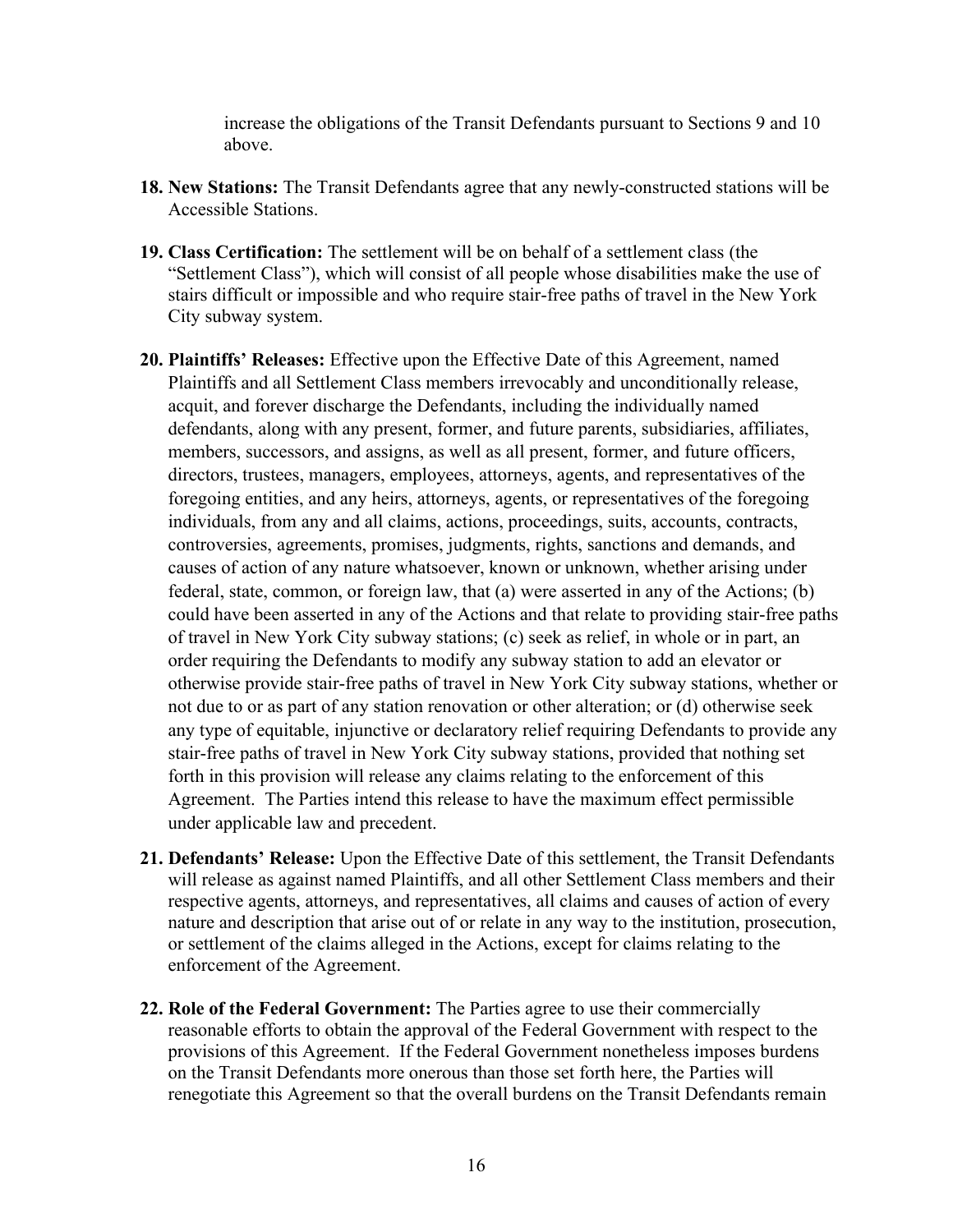increase the obligations of the Transit Defendants pursuant to Sections 9 and 10 above.

**18. New Stations:** The Transit Defendants agree that any newly-constructed stations will be Accessible Stations.

**19. Class Certification:** The settlement will be on behalf of a settlement class (the "Settlement Class"), which will consist of all people whose disabilities make the use of stairs difficult or impossible and who require stair-free paths of travel in the New York City subway system.

**20. Plaintiffs' Releases:** Effective upon the Effective Date of this Agreement, named Plaintiffs and all Settlement Class members irrevocably and unconditionally release, acquit, and forever discharge the Defendants, including the individually named defendants, along with any present, former, and future parents, subsidiaries, affiliates, members, successors, and assigns, as well as all present, former, and future officers, directors, trustees, managers, employees, attorneys, agents, and representatives of the foregoing entities, and any heirs, attorneys, agents, or representatives of the foregoing individuals, from any and all claims, actions, proceedings, suits, accounts, contracts, controversies, agreements, promises, judgments, rights, sanctions and demands, and causes of action of any nature whatsoever, known or unknown, whether arising under federal, state, common, or foreign law, that (a) were asserted in any of the Actions; (b) could have been asserted in any of the Actions and that relate to providing stair-free paths of travel in New York City subway stations; (c) seek as relief, in whole or in part, an order requiring the Defendants to modify any subway station to add an elevator or otherwise provide stair-free paths of travel in New York City subway stations, whether or not due to or as part of any station renovation or other alteration; or (d) otherwise seek any type of equitable, injunctive or declaratory relief requiring Defendants to provide any stair-free paths of travel in New York City subway stations, provided that nothing set forth in this provision will release any claims relating to the enforcement of this Agreement. The Parties intend this release to have the maximum effect permissible under applicable law and precedent.

**21. Defendants' Release:** Upon the Effective Date of this settlement, the Transit Defendants will release as against named Plaintiffs, and all other Settlement Class members and their respective agents, attorneys, and representatives, all claims and causes of action of every nature and description that arise out of or relate in any way to the institution, prosecution, or settlement of the claims alleged in the Actions, except for claims relating to the enforcement of the Agreement.

**22. Role of the Federal Government:** The Parties agree to use their commercially reasonable efforts to obtain the approval of the Federal Government with respect to the provisions of this Agreement. If the Federal Government nonetheless imposes burdens on the Transit Defendants more onerous than those set forth here, the Parties will renegotiate this Agreement so that the overall burdens on the Transit Defendants remain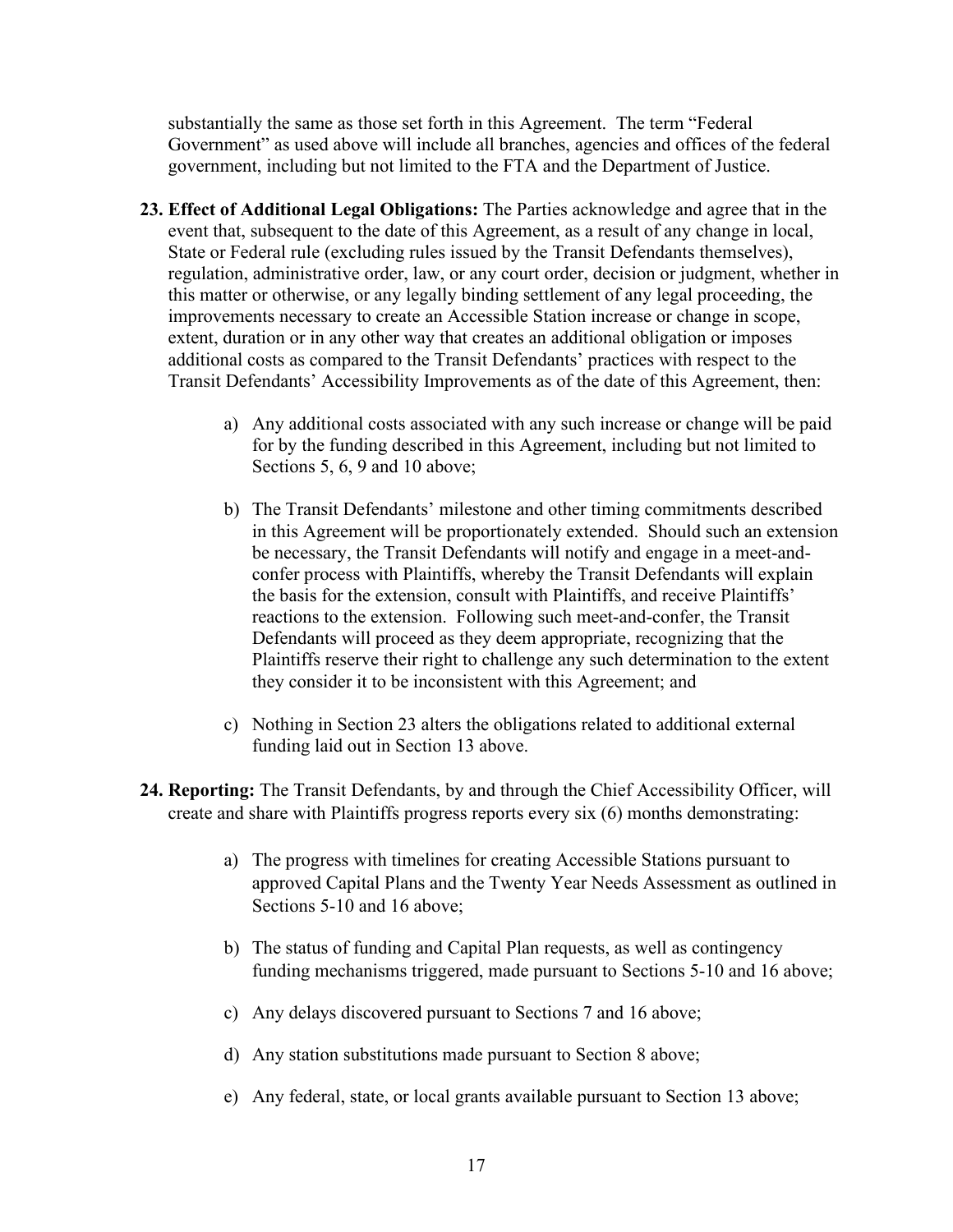substantially the same as those set forth in this Agreement. The term "Federal Government" as used above will include all branches, agencies and offices of the federal government, including but not limited to the FTA and the Department of Justice.

23. **Effect of Additional Legal Obligations:** The Parties acknowledge and agree that in the event that, subsequent to the date of this Agreement, as a result of any change in local, State or Federal rule (excluding rules issued by the Transit Defendants themselves), regulation, administrative order, law, or any court order, decision or judgment, whether in this matter or otherwise, or any legally binding settlement of any legal proceeding, the improvements necessary to create an Accessible Station increase or change in scope, extent, duration or in any other way that creates an additional obligation or imposes additional costs as compared to the Transit Defendants' practices with respect to the Transit Defendants' Accessibility Improvements as of the date of this Agreement, then:

    a) Any additional costs associated with any such increase or change will be paid for by the funding described in this Agreement, including but not limited to Sections 5, 6, 9 and 10 above;

    b) The Transit Defendants' milestone and other timing commitments described in this Agreement will be proportionately extended. Should such an extension be necessary, the Transit Defendants will notify and engage in a meet-and-confer process with Plaintiffs, whereby the Transit Defendants will explain the basis for the extension, consult with Plaintiffs, and receive Plaintiffs' reactions to the extension. Following such meet-and-confer, the Transit Defendants will proceed as they deem appropriate, recognizing that the Plaintiffs reserve their right to challenge any such determination to the extent they consider it to be inconsistent with this Agreement; and

    c) Nothing in Section 23 alters the obligations related to additional external funding laid out in Section 13 above.

24. **Reporting:** The Transit Defendants, by and through the Chief Accessibility Officer, will create and share with Plaintiffs progress reports every six (6) months demonstrating:

    a) The progress with timelines for creating Accessible Stations pursuant to approved Capital Plans and the Twenty Year Needs Assessment as outlined in Sections 5-10 and 16 above;

    b) The status of funding and Capital Plan requests, as well as contingency funding mechanisms triggered, made pursuant to Sections 5-10 and 16 above;

    c) Any delays discovered pursuant to Sections 7 and 16 above;

    d) Any station substitutions made pursuant to Section 8 above;

    e) Any federal, state, or local grants available pursuant to Section 13 above;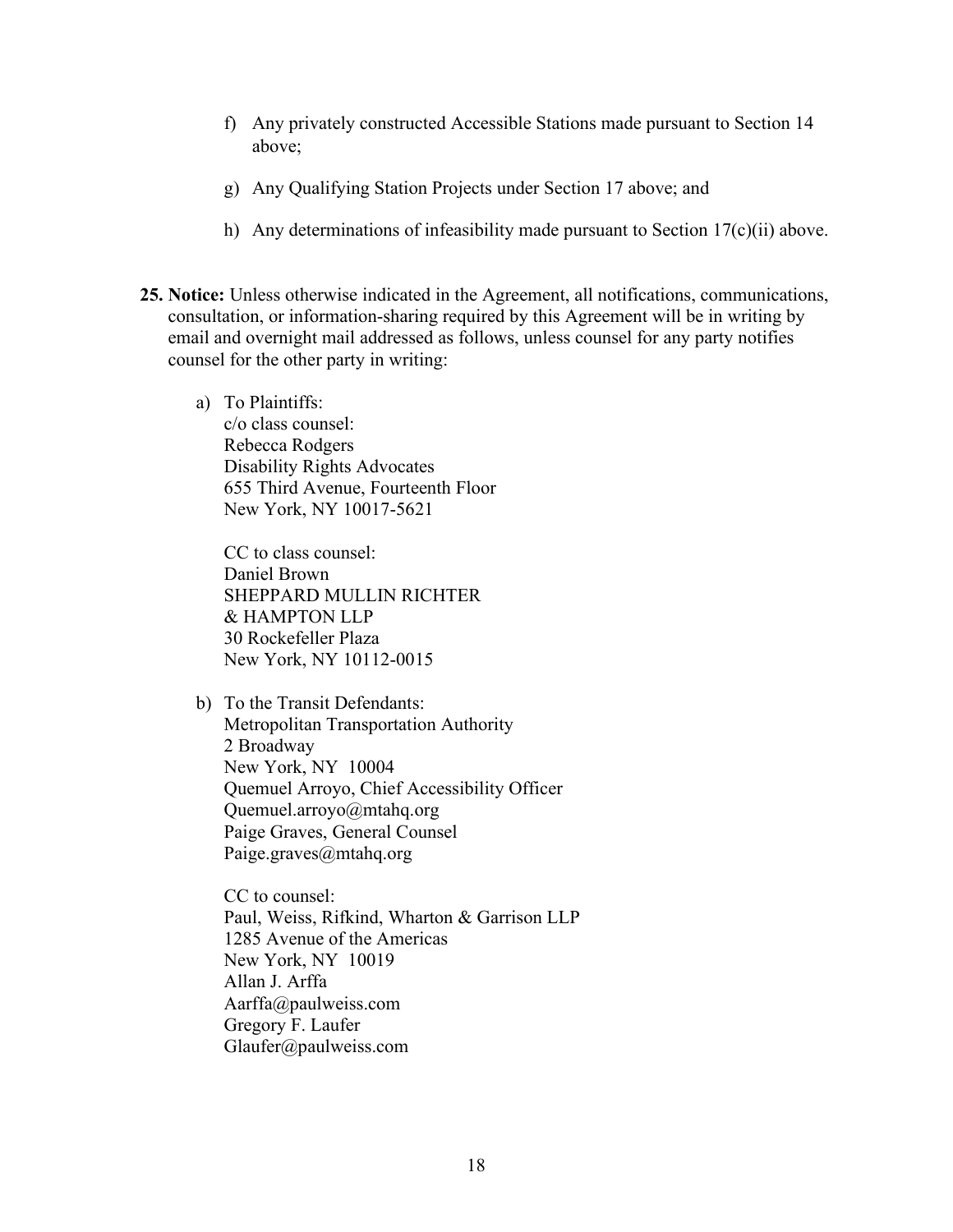f) Any privately constructed Accessible Stations made pursuant to Section 14 above;

g) Any Qualifying Station Projects under Section 17 above; and

h) Any determinations of infeasibility made pursuant to Section 17(c)(ii) above.

**25. Notice:** Unless otherwise indicated in the Agreement, all notifications, communications, consultation, or information-sharing required by this Agreement will be in writing by email and overnight mail addressed as follows, unless counsel for any party notifies counsel for the other party in writing:

a) To Plaintiffs:  
c/o class counsel:  
Rebecca Rodgers  
Disability Rights Advocates  
655 Third Avenue, Fourteenth Floor  
New York, NY 10017-5621

CC to class counsel:  
Daniel Brown  
SHEPPARD MULLIN RICHTER  
& HAMPTON LLP  
30 Rockefeller Plaza  
New York, NY 10112-0015

b) To the Transit Defendants:  
Metropolitan Transportation Authority  
2 Broadway  
New York, NY 10004  
Quemuel Arroyo, Chief Accessibility Officer  
Quemuel.arroyo@mtahq.org  
Paige Graves, General Counsel  
Paige.graves@mtahq.org

CC to counsel:  
Paul, Weiss, Rifkind, Wharton & Garrison LLP  
1285 Avenue of the Americas  
New York, NY 10019  
Allan J. Arffa  
Aarffa@paulweiss.com  
Gregory F. Laufer  
Glaufer@paulweiss.com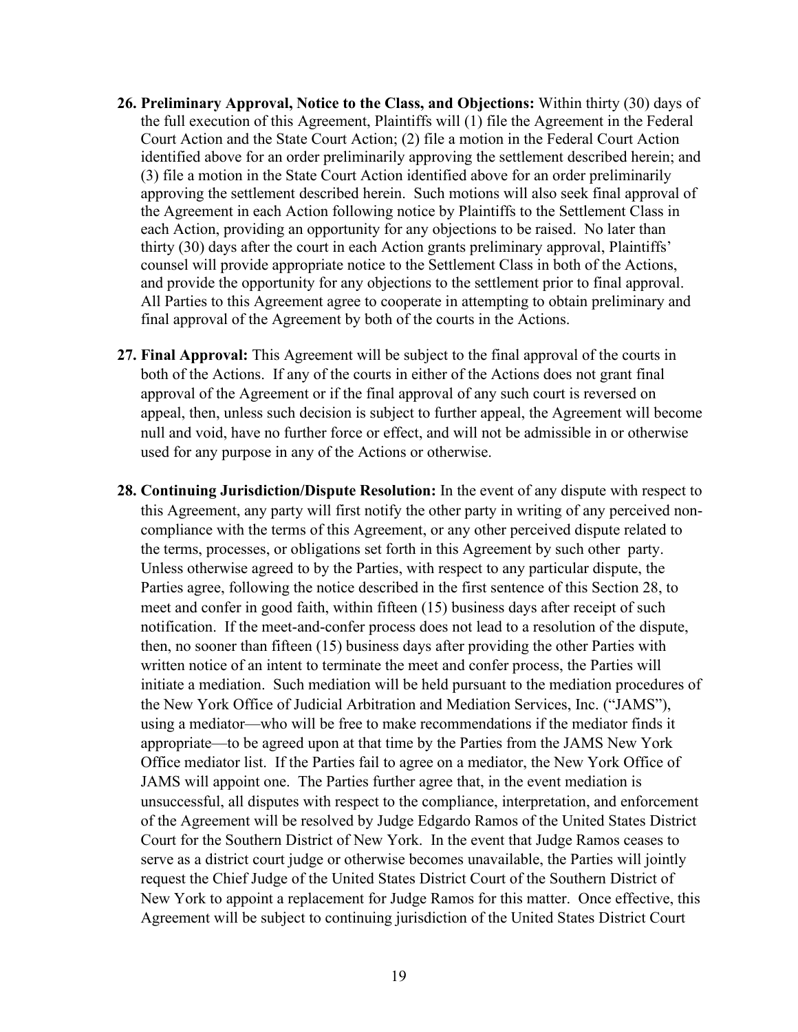26. **Preliminary Approval, Notice to the Class, and Objections:** Within thirty (30) days of the full execution of this Agreement, Plaintiffs will (1) file the Agreement in the Federal Court Action and the State Court Action; (2) file a motion in the Federal Court Action identified above for an order preliminarily approving the settlement described herein; and (3) file a motion in the State Court Action identified above for an order preliminarily approving the settlement described herein. Such motions will also seek final approval of the Agreement in each Action following notice by Plaintiffs to the Settlement Class in each Action, providing an opportunity for any objections to be raised. No later than thirty (30) days after the court in each Action grants preliminary approval, Plaintiffs' counsel will provide appropriate notice to the Settlement Class in both of the Actions, and provide the opportunity for any objections to the settlement prior to final approval. All Parties to this Agreement agree to cooperate in attempting to obtain preliminary and final approval of the Agreement by both of the courts in the Actions.

27. **Final Approval:** This Agreement will be subject to the final approval of the courts in both of the Actions. If any of the courts in either of the Actions does not grant final approval of the Agreement or if the final approval of any such court is reversed on appeal, then, unless such decision is subject to further appeal, the Agreement will become null and void, have no further force or effect, and will not be admissible in or otherwise used for any purpose in any of the Actions or otherwise.

28. **Continuing Jurisdiction/Dispute Resolution:** In the event of any dispute with respect to this Agreement, any party will first notify the other party in writing of any perceived non-compliance with the terms of this Agreement, or any other perceived dispute related to the terms, processes, or obligations set forth in this Agreement by such other party. Unless otherwise agreed to by the Parties, with respect to any particular dispute, the Parties agree, following the notice described in the first sentence of this Section 28, to meet and confer in good faith, within fifteen (15) business days after receipt of such notification. If the meet-and-confer process does not lead to a resolution of the dispute, then, no sooner than fifteen (15) business days after providing the other Parties with written notice of an intent to terminate the meet and confer process, the Parties will initiate a mediation. Such mediation will be held pursuant to the mediation procedures of the New York Office of Judicial Arbitration and Mediation Services, Inc. ("JAMS"), using a mediator—who will be free to make recommendations if the mediator finds it appropriate—to be agreed upon at that time by the Parties from the JAMS New York Office mediator list. If the Parties fail to agree on a mediator, the New York Office of JAMS will appoint one. The Parties further agree that, in the event mediation is unsuccessful, all disputes with respect to the compliance, interpretation, and enforcement of the Agreement will be resolved by Judge Edgardo Ramos of the United States District Court for the Southern District of New York. In the event that Judge Ramos ceases to serve as a district court judge or otherwise becomes unavailable, the Parties will jointly request the Chief Judge of the United States District Court of the Southern District of New York to appoint a replacement for Judge Ramos for this matter. Once effective, this Agreement will be subject to continuing jurisdiction of the United States District Court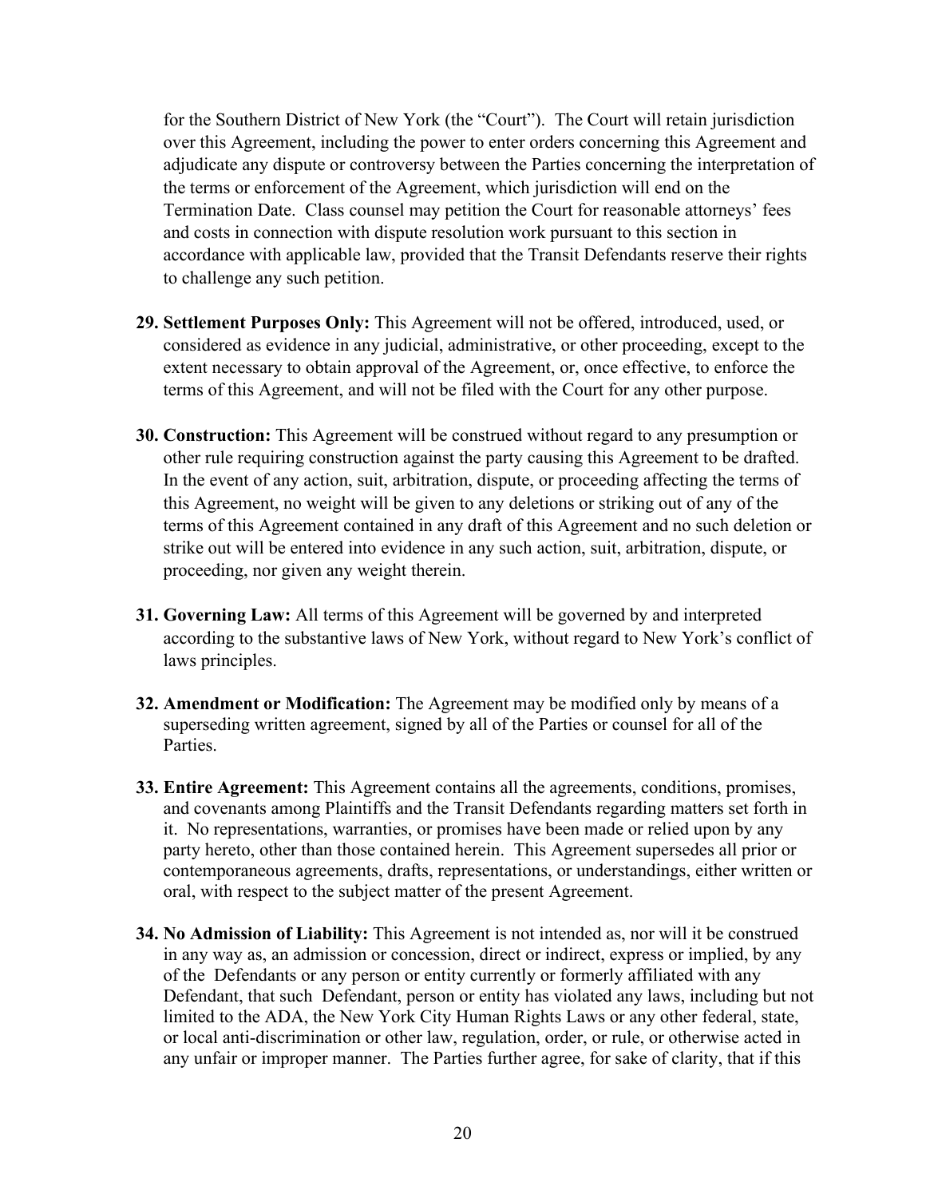for the Southern District of New York (the "Court"). The Court will retain jurisdiction over this Agreement, including the power to enter orders concerning this Agreement and adjudicate any dispute or controversy between the Parties concerning the interpretation of the terms or enforcement of the Agreement, which jurisdiction will end on the Termination Date. Class counsel may petition the Court for reasonable attorneys' fees and costs in connection with dispute resolution work pursuant to this section in accordance with applicable law, provided that the Transit Defendants reserve their rights to challenge any such petition.

29. **Settlement Purposes Only:** This Agreement will not be offered, introduced, used, or considered as evidence in any judicial, administrative, or other proceeding, except to the extent necessary to obtain approval of the Agreement, or, once effective, to enforce the terms of this Agreement, and will not be filed with the Court for any other purpose.

30. **Construction:** This Agreement will be construed without regard to any presumption or other rule requiring construction against the party causing this Agreement to be drafted. In the event of any action, suit, arbitration, dispute, or proceeding affecting the terms of this Agreement, no weight will be given to any deletions or striking out of any of the terms of this Agreement contained in any draft of this Agreement and no such deletion or strike out will be entered into evidence in any such action, suit, arbitration, dispute, or proceeding, nor given any weight therein.

31. **Governing Law:** All terms of this Agreement will be governed by and interpreted according to the substantive laws of New York, without regard to New York's conflict of laws principles.

32. **Amendment or Modification:** The Agreement may be modified only by means of a superseding written agreement, signed by all of the Parties or counsel for all of the Parties.

33. **Entire Agreement:** This Agreement contains all the agreements, conditions, promises, and covenants among Plaintiffs and the Transit Defendants regarding matters set forth in it. No representations, warranties, or promises have been made or relied upon by any party hereto, other than those contained herein. This Agreement supersedes all prior or contemporaneous agreements, drafts, representations, or understandings, either written or oral, with respect to the subject matter of the present Agreement.

34. **No Admission of Liability:** This Agreement is not intended as, nor will it be construed in any way as, an admission or concession, direct or indirect, express or implied, by any of the Defendants or any person or entity currently or formerly affiliated with any Defendant, that such Defendant, person or entity has violated any laws, including but not limited to the ADA, the New York City Human Rights Laws or any other federal, state, or local anti-discrimination or other law, regulation, order, or rule, or otherwise acted in any unfair or improper manner. The Parties further agree, for sake of clarity, that if this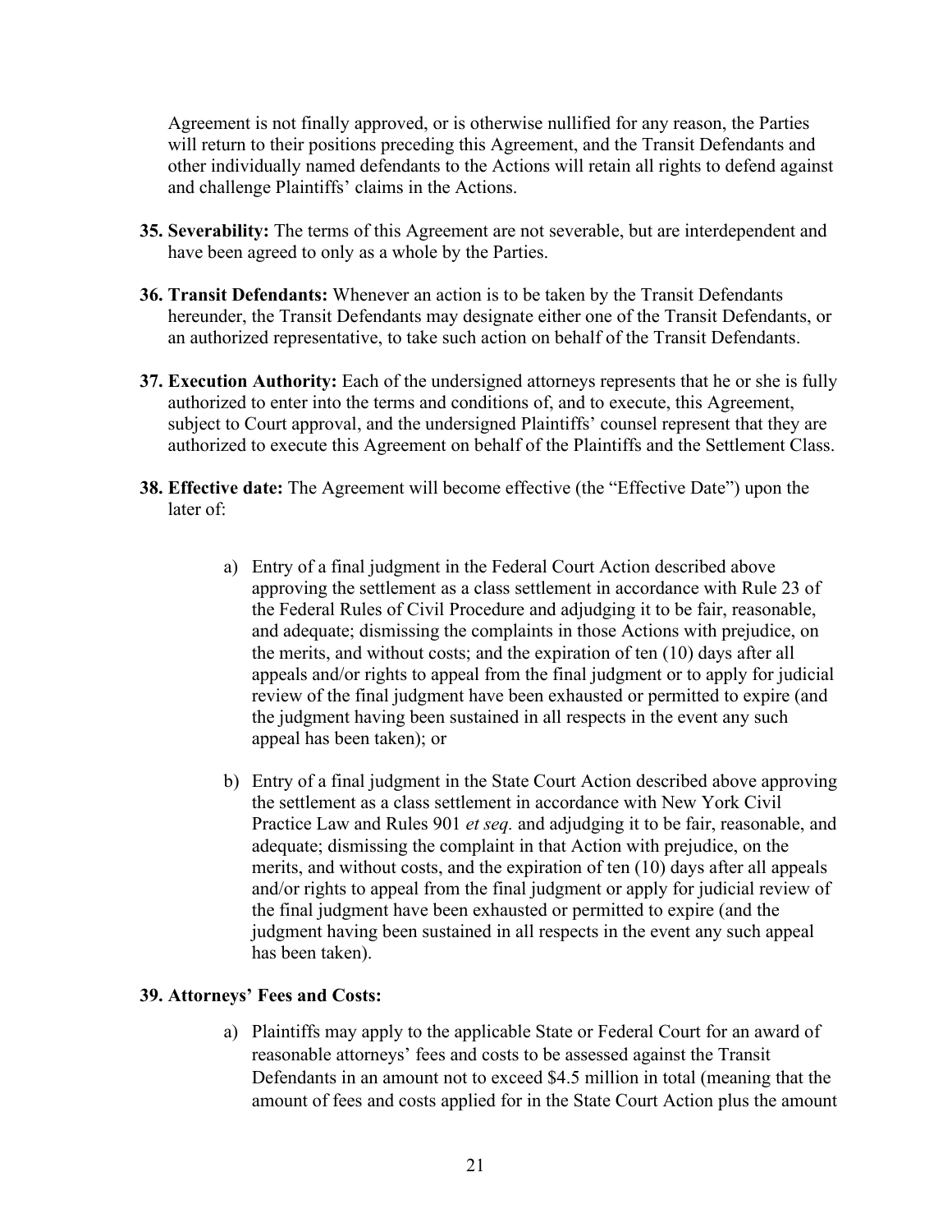Agreement is not finally approved, or is otherwise nullified for any reason, the Parties will return to their positions preceding this Agreement, and the Transit Defendants and other individually named defendants to the Actions will retain all rights to defend against and challenge Plaintiffs' claims in the Actions.

**35. Severability:** The terms of this Agreement are not severable, but are interdependent and have been agreed to only as a whole by the Parties.

**36. Transit Defendants:** Whenever an action is to be taken by the Transit Defendants hereunder, the Transit Defendants may designate either one of the Transit Defendants, or an authorized representative, to take such action on behalf of the Transit Defendants.

**37. Execution Authority:** Each of the undersigned attorneys represents that he or she is fully authorized to enter into the terms and conditions of, and to execute, this Agreement, subject to Court approval, and the undersigned Plaintiffs' counsel represent that they are authorized to execute this Agreement on behalf of the Plaintiffs and the Settlement Class.

**38. Effective date:** The Agreement will become effective (the "Effective Date") upon the later of:

a) Entry of a final judgment in the Federal Court Action described above approving the settlement as a class settlement in accordance with Rule 23 of the Federal Rules of Civil Procedure and adjudging it to be fair, reasonable, and adequate; dismissing the complaints in those Actions with prejudice, on the merits, and without costs; and the expiration of ten (10) days after all appeals and/or rights to appeal from the final judgment or to apply for judicial review of the final judgment have been exhausted or permitted to expire (and the judgment having been sustained in all respects in the event any such appeal has been taken); or

b) Entry of a final judgment in the State Court Action described above approving the settlement as a class settlement in accordance with New York Civil Practice Law and Rules 901 *et seq.* and adjudging it to be fair, reasonable, and adequate; dismissing the complaint in that Action with prejudice, on the merits, and without costs, and the expiration of ten (10) days after all appeals and/or rights to appeal from the final judgment or apply for judicial review of the final judgment have been exhausted or permitted to expire (and the judgment having been sustained in all respects in the event any such appeal has been taken).

**39. Attorneys' Fees and Costs:**

a) Plaintiffs may apply to the applicable State or Federal Court for an award of reasonable attorneys' fees and costs to be assessed against the Transit Defendants in an amount not to exceed $4.5 million in total (meaning that the amount of fees and costs applied for in the State Court Action plus the amount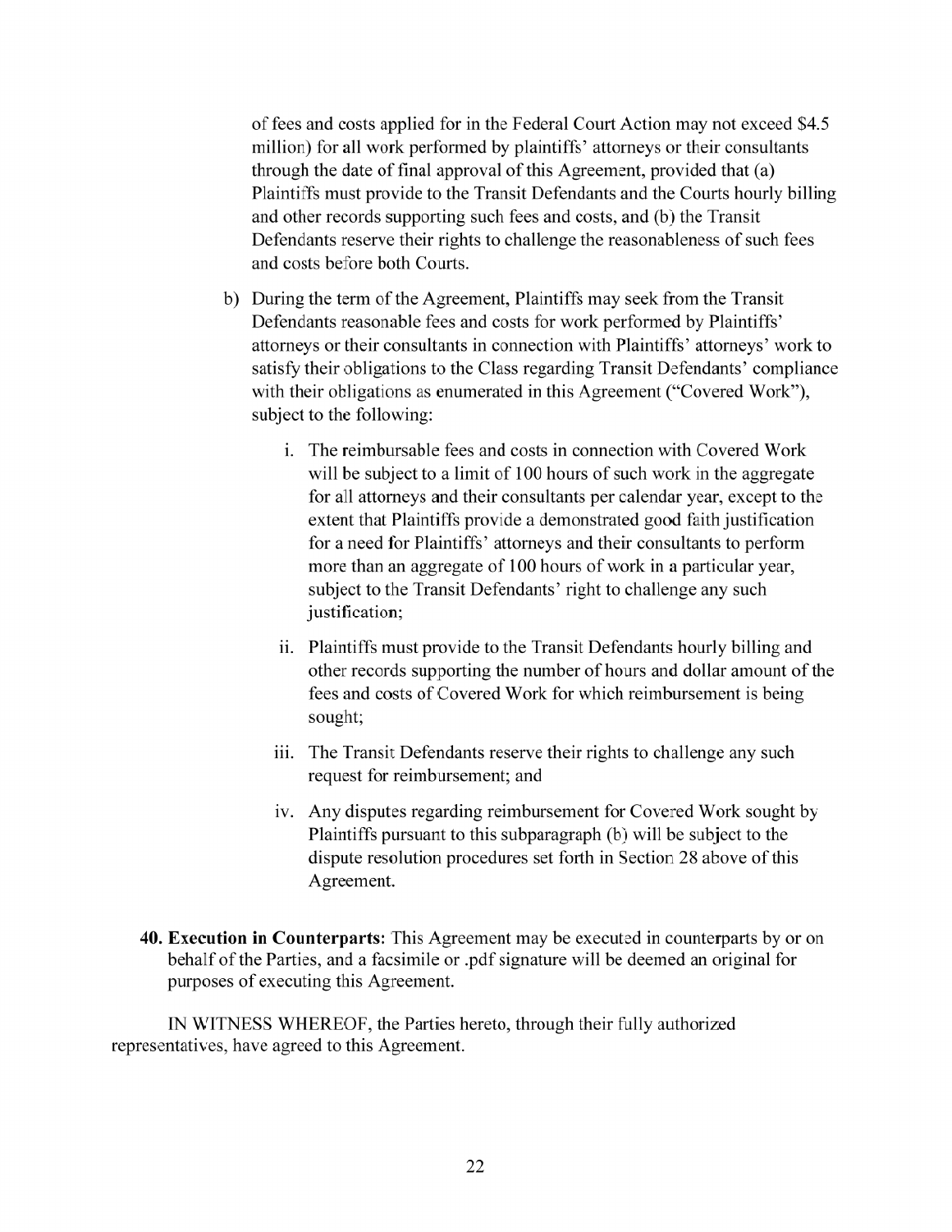of fees and costs applied for in the Federal Court Action may not exceed $4.5 million) for all work performed by plaintiffs' attorneys or their consultants through the date of final approval of this Agreement, provided that (a) Plaintiffs must provide to the Transit Defendants and the Courts hourly billing and other records supporting such fees and costs, and (b) the Transit Defendants reserve their rights to challenge the reasonableness of such fees and costs before both Courts.

b) During the term of the Agreement, Plaintiffs may seek from the Transit Defendants reasonable fees and costs for work performed by Plaintiffs' attorneys or their consultants in connection with Plaintiffs' attorneys' work to satisfy their obligations to the Class regarding Transit Defendants' compliance with their obligations as enumerated in this Agreement ("Covered Work"), subject to the following:

   i. The reimbursable fees and costs in connection with Covered Work will be subject to a limit of 100 hours of such work in the aggregate for all attorneys and their consultants per calendar year, except to the extent that Plaintiffs provide a demonstrated good faith justification for a need for Plaintiffs' attorneys and their consultants to perform more than an aggregate of 100 hours of work in a particular year, subject to the Transit Defendants' right to challenge any such justification;

   ii. Plaintiffs must provide to the Transit Defendants hourly billing and other records supporting the number of hours and dollar amount of the fees and costs of Covered Work for which reimbursement is being sought;

   iii. The Transit Defendants reserve their rights to challenge any such request for reimbursement; and

   iv. Any disputes regarding reimbursement for Covered Work sought by Plaintiffs pursuant to this subparagraph (b) will be subject to the dispute resolution procedures set forth in Section 28 above of this Agreement.

**40. Execution in Counterparts:** This Agreement may be executed in counterparts by or on behalf of the Parties, and a facsimile or .pdf signature will be deemed an original for purposes of executing this Agreement.

IN WITNESS WHEREOF, the Parties hereto, through their fully authorized representatives, have agreed to this Agreement.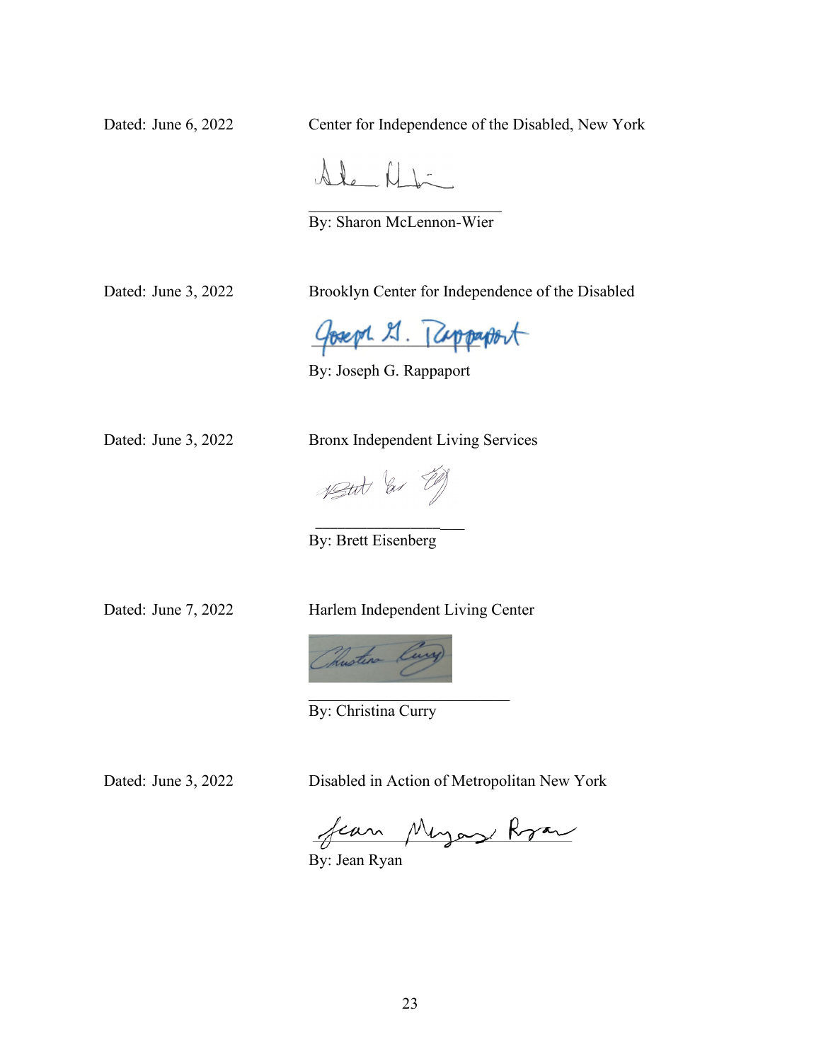Dated: June 6, 2022

Center for Independence of the Disabled, New York

\_\_\_\_\_\_\_\_\_\_\_\_\_\_\_\_\_\_\_\_\_\_\_\_

By: Sharon McLennon-Wier

Dated: June 3, 2022

Brooklyn Center for Independence of the Disabled

By: Joseph G. Rappaport

Dated: June 3, 2022

Bronx Independent Living Services

\_\_\_\_\_\_\_\_\_\_\_\_\_\_\_\_\_\_\_\_\_\_

By: Brett Eisenberg

Dated: June 7, 2022

Harlem Independent Living Center

\_\_\_\_\_\_\_\_\_\_\_\_\_\_\_\_\_\_\_\_\_\_\_\_\_

By: Christina Curry

Dated: June 3, 2022

Disabled in Action of Metropolitan New York

By: Jean Ryan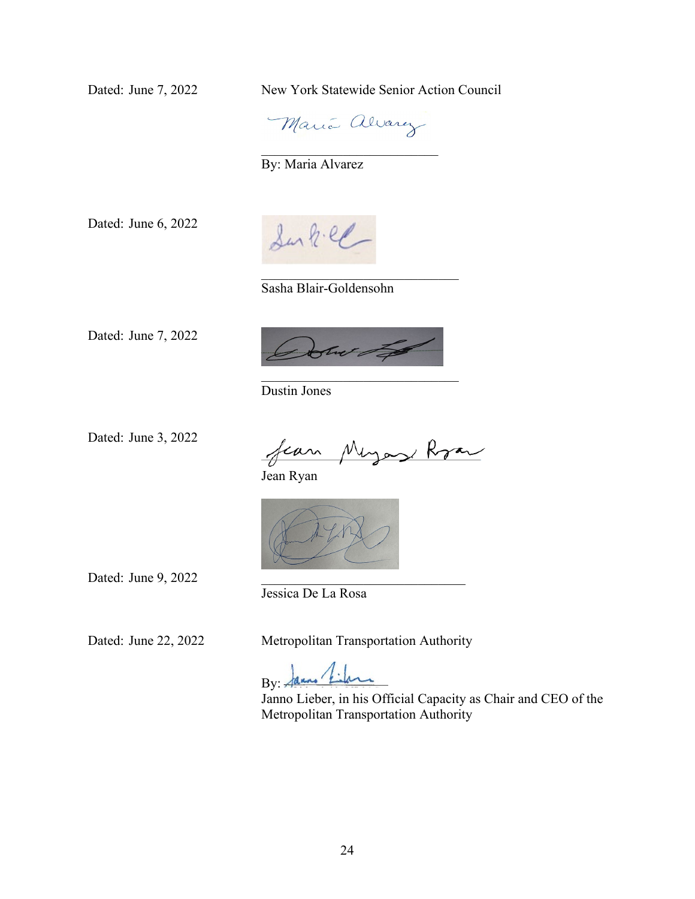Dated: June 7, 2022

New York Statewide Senior Action Council

\_\_\_\_\_\_\_\_\_\_\_\_\_\_\_\_\_\_\_\_\_\_\_\_\_\_\_\_
By: Maria Alvarez

Dated: June 6, 2022

\_\_\_\_\_\_\_\_\_\_\_\_\_\_\_\_\_\_\_\_\_\_\_\_\_\_\_\_
Sasha Blair-Goldensohn

Dated: June 7, 2022

\_\_\_\_\_\_\_\_\_\_\_\_\_\_\_\_\_\_\_\_\_\_\_\_\_\_\_\_
Dustin Jones

Dated: June 3, 2022

\_\_\_\_\_\_\_\_\_\_\_\_\_\_\_\_\_\_\_\_\_\_\_\_\_\_\_\_
Jean Ryan

Dated: June 9, 2022

\_\_\_\_\_\_\_\_\_\_\_\_\_\_\_\_\_\_\_\_\_\_\_\_\_\_\_\_
Jessica De La Rosa

Dated: June 22, 2022

Metropolitan Transportation Authority

By: \_\_\_\_\_\_\_\_\_\_\_\_\_\_\_\_\_\_\_\_
Janno Lieber, in his Official Capacity as Chair and CEO of the Metropolitan Transportation Authority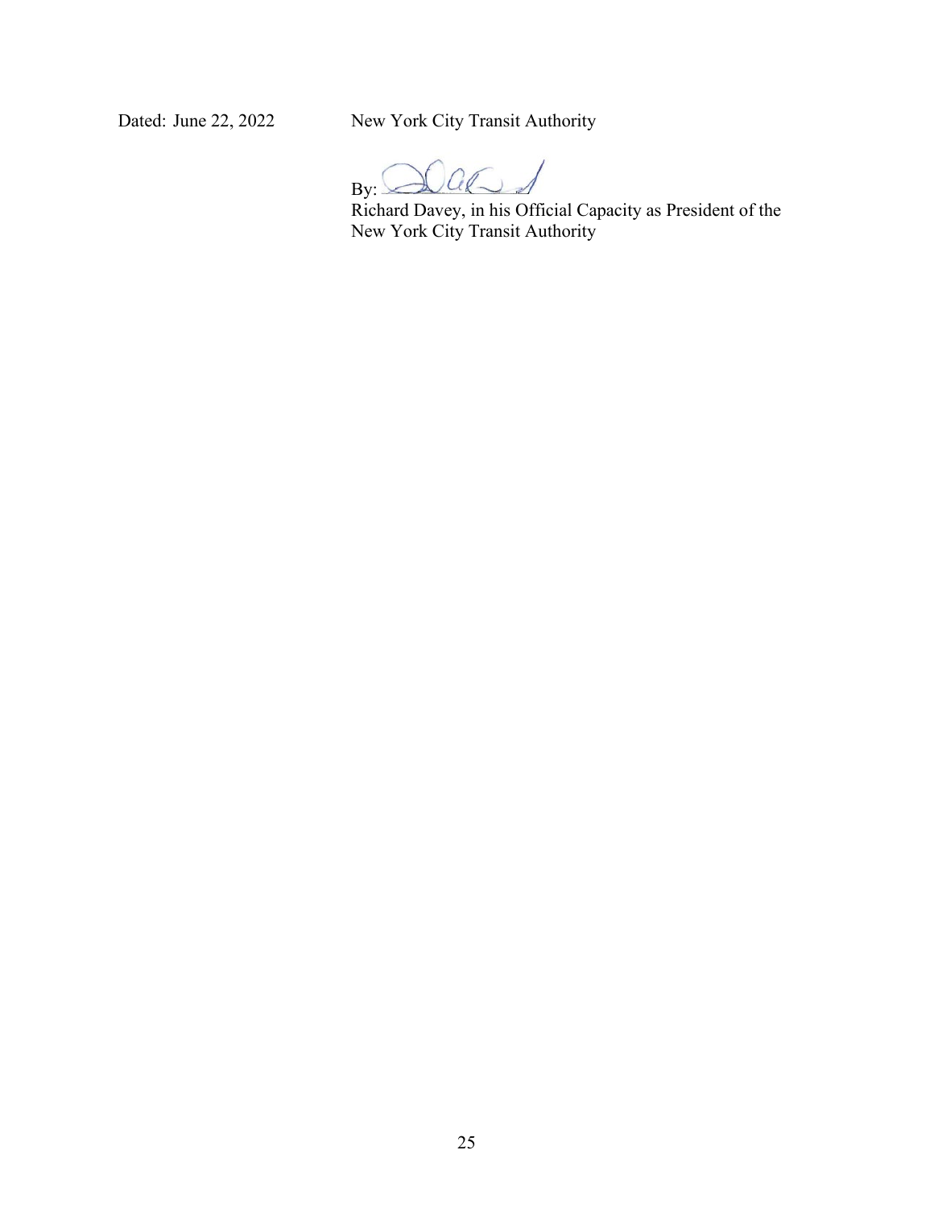Dated: June 22, 2022 New York City Transit Authority

By: ______________________

Richard Davey, in his Official Capacity as President of the New York City Transit Authority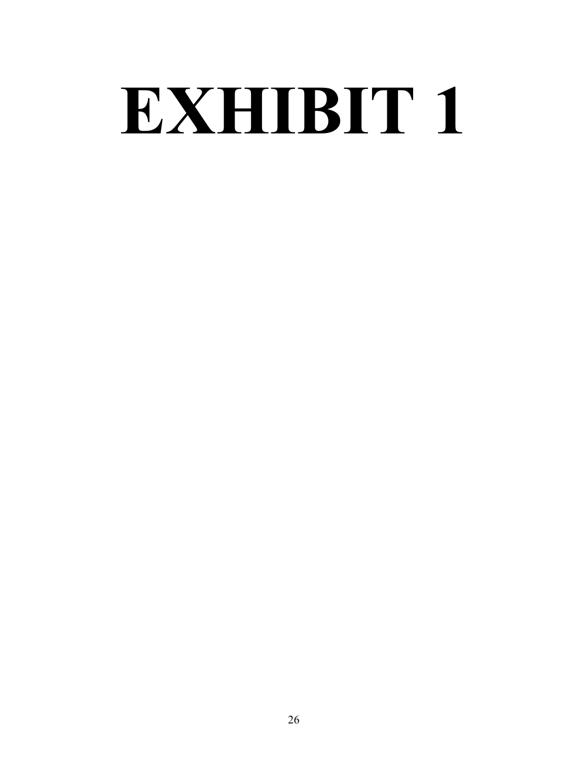# EXHIBIT 1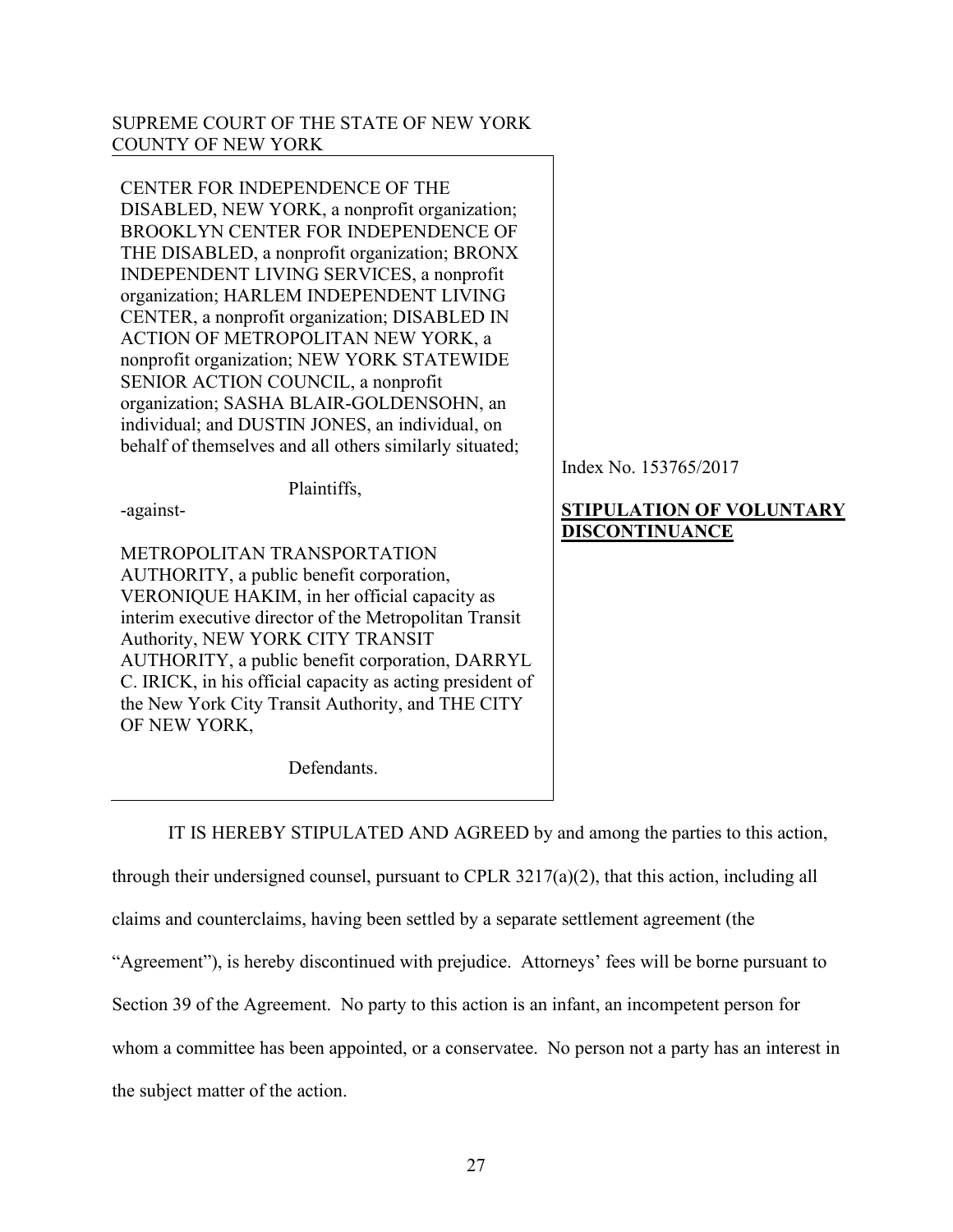SUPREME COURT OF THE STATE OF NEW YORK
COUNTY OF NEW YORK

CENTER FOR INDEPENDENCE OF THE DISABLED, NEW YORK, a nonprofit organization; BROOKLYN CENTER FOR INDEPENDENCE OF THE DISABLED, a nonprofit organization; BRONX INDEPENDENT LIVING SERVICES, a nonprofit organization; HARLEM INDEPENDENT LIVING CENTER, a nonprofit organization; DISABLED IN ACTION OF METROPOLITAN NEW YORK, a nonprofit organization; NEW YORK STATEWIDE SENIOR ACTION COUNCIL, a nonprofit organization; SASHA BLAIR-GOLDENSOHN, an individual; and DUSTIN JONES, an individual, on behalf of themselves and all others similarly situated;

Plaintiffs,

-against-

METROPOLITAN TRANSPORTATION AUTHORITY, a public benefit corporation, VERONIQUE HAKIM, in her official capacity as interim executive director of the Metropolitan Transit Authority, NEW YORK CITY TRANSIT AUTHORITY, a public benefit corporation, DARRYL C. IRICK, in his official capacity as acting president of the New York City Transit Authority, and THE CITY OF NEW YORK,

Defendants.

Index No. 153765/2017

**STIPULATION OF VOLUNTARY DISCONTINUANCE**

IT IS HEREBY STIPULATED AND AGREED by and among the parties to this action, through their undersigned counsel, pursuant to CPLR 3217(a)(2), that this action, including all claims and counterclaims, having been settled by a separate settlement agreement (the "Agreement"), is hereby discontinued with prejudice. Attorneys' fees will be borne pursuant to Section 39 of the Agreement. No party to this action is an infant, an incompetent person for whom a committee has been appointed, or a conservatee. No person not a party has an interest in the subject matter of the action.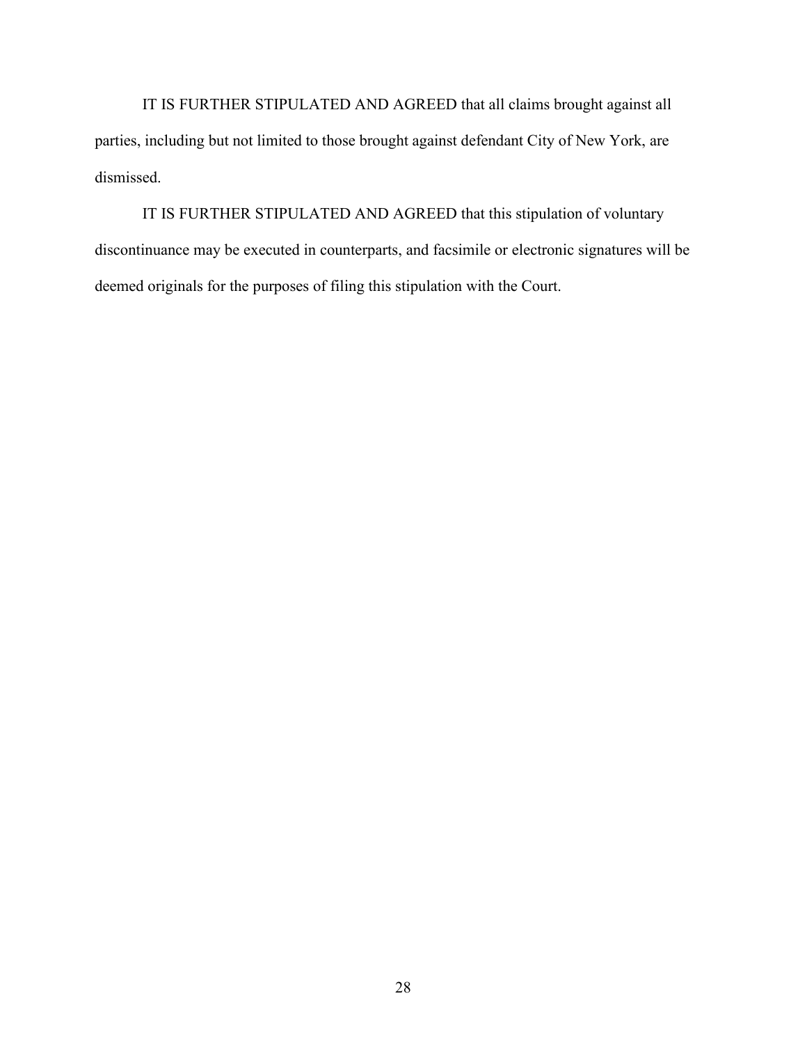IT IS FURTHER STIPULATED AND AGREED that all claims brought against all parties, including but not limited to those brought against defendant City of New York, are dismissed.

IT IS FURTHER STIPULATED AND AGREED that this stipulation of voluntary discontinuance may be executed in counterparts, and facsimile or electronic signatures will be deemed originals for the purposes of filing this stipulation with the Court.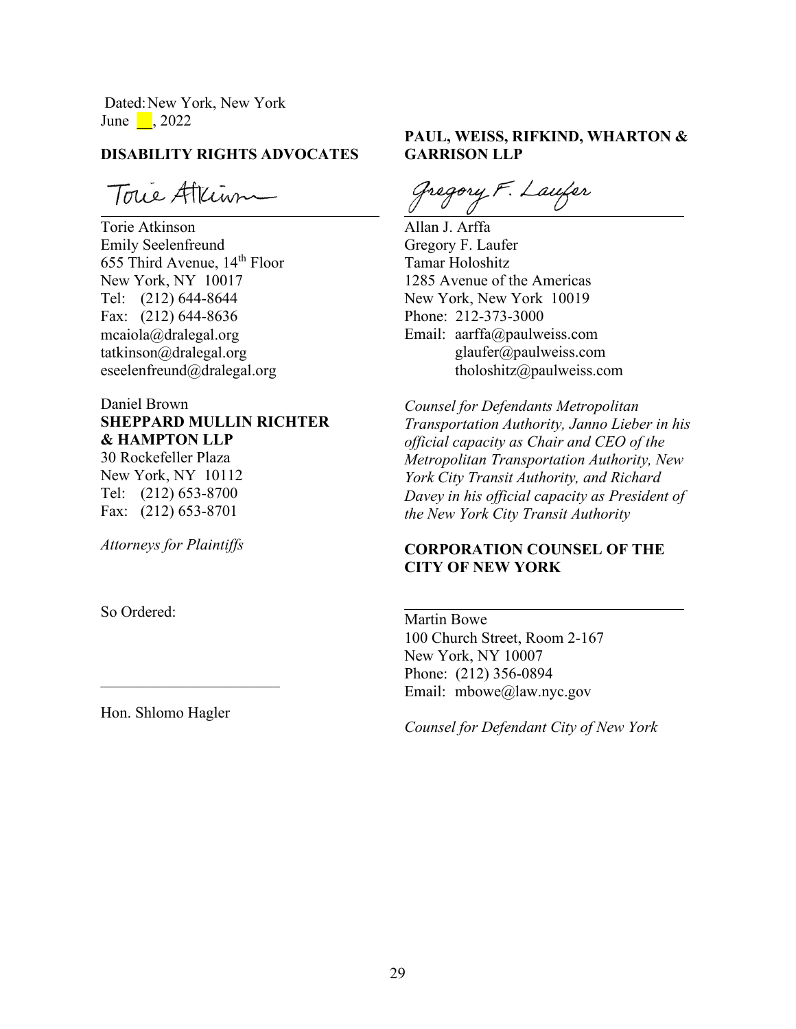Dated: New York, New York
June __, 2022

**DISABILITY RIGHTS ADVOCATES**

Torie Atkinson
Emily Seelenfreund
655 Third Avenue, 14th Floor
New York, NY 10017
Tel: (212) 644-8644
Fax: (212) 644-8636
mcaiola@dralegal.org
tatkinson@dralegal.org
eseelenfreund@dralegal.org

Daniel Brown
**SHEPPARD MULLIN RICHTER & HAMPTON LLP**
30 Rockefeller Plaza
New York, NY 10112
Tel: (212) 653-8700
Fax: (212) 653-8701

*Attorneys for Plaintiffs*

**PAUL, WEISS, RIFKIND, WHARTON & GARRISON LLP**

Allan J. Arffa
Gregory F. Laufer
Tamar Holoshitz
1285 Avenue of the Americas
New York, New York 10019
Phone: 212-373-3000
Email: aarffa@paulweiss.com
glaufer@paulweiss.com
tholoshitz@paulweiss.com

*Counsel for Defendants Metropolitan Transportation Authority, Janno Lieber in his official capacity as Chair and CEO of the Metropolitan Transportation Authority, New York City Transit Authority, and Richard Davey in his official capacity as President of the New York City Transit Authority*

**CORPORATION COUNSEL OF THE CITY OF NEW YORK**

______________________________

Martin Bowe
100 Church Street, Room 2-167
New York, NY 10007
Phone: (212) 356-0894
Email: mbowe@law.nyc.gov

*Counsel for Defendant City of New York*

So Ordered:

______________________________

Hon. Shlomo Hagler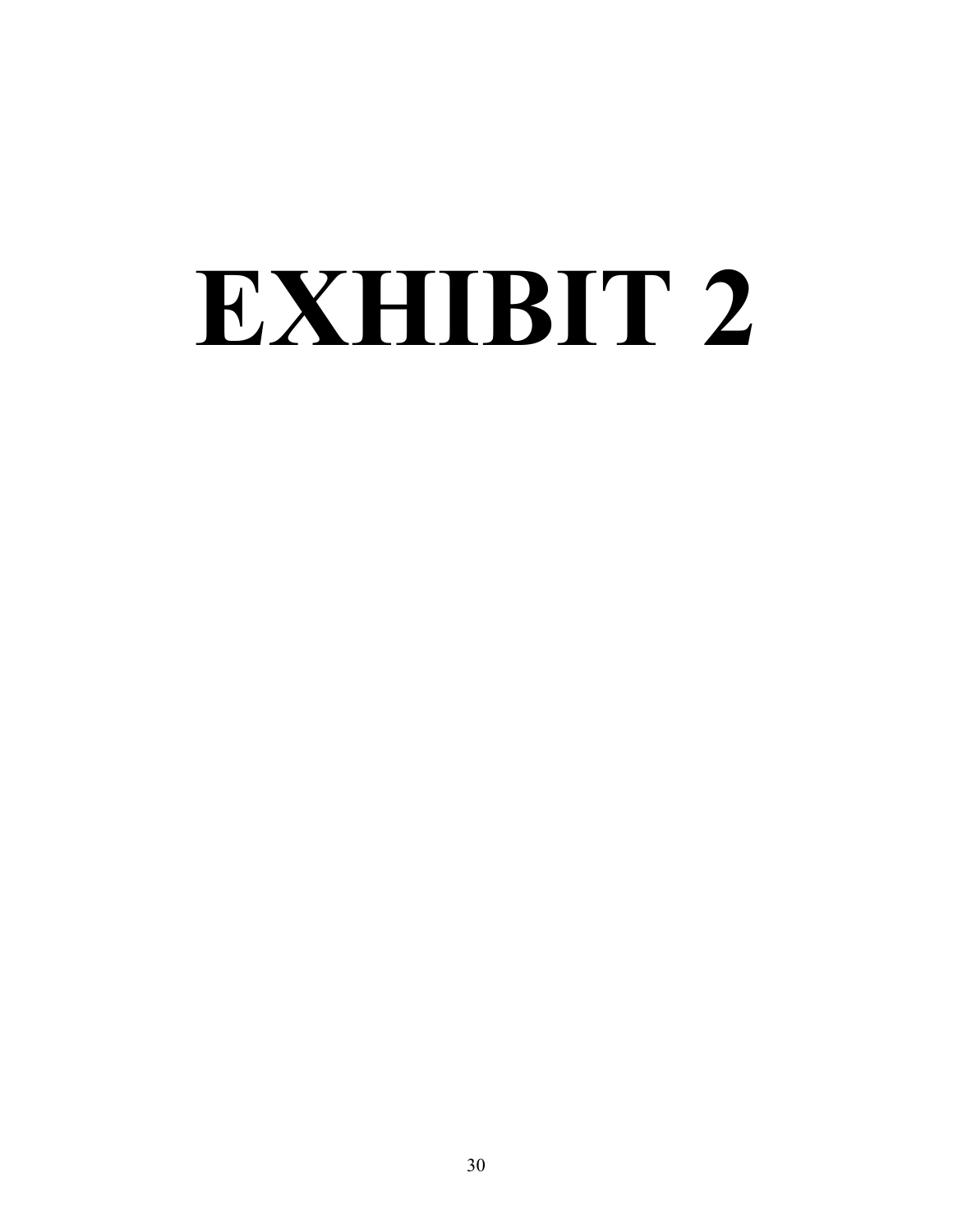# EXHIBIT 2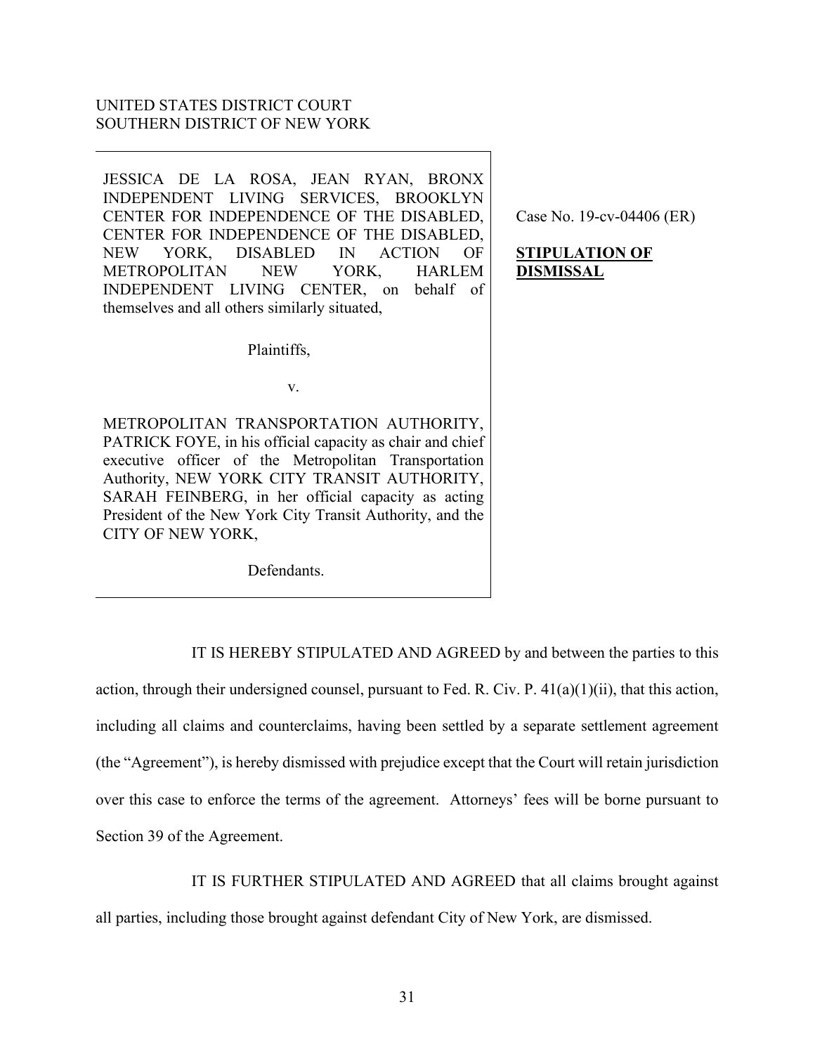UNITED STATES DISTRICT COURT
SOUTHERN DISTRICT OF NEW YORK

JESSICA DE LA ROSA, JEAN RYAN, BRONX INDEPENDENT LIVING SERVICES, BROOKLYN CENTER FOR INDEPENDENCE OF THE DISABLED, CENTER FOR INDEPENDENCE OF THE DISABLED, NEW YORK, DISABLED IN ACTION OF METROPOLITAN NEW YORK, HARLEM INDEPENDENT LIVING CENTER, on behalf of themselves and all others similarly situated,

Plaintiffs,

v.

METROPOLITAN TRANSPORTATION AUTHORITY, PATRICK FOYE, in his official capacity as chair and chief executive officer of the Metropolitan Transportation Authority, NEW YORK CITY TRANSIT AUTHORITY, SARAH FEINBERG, in her official capacity as acting President of the New York City Transit Authority, and the CITY OF NEW YORK,

Defendants.

Case No. 19-cv-04406 (ER)

**STIPULATION OF DISMISSAL**

IT IS HEREBY STIPULATED AND AGREED by and between the parties to this action, through their undersigned counsel, pursuant to Fed. R. Civ. P. 41(a)(1)(ii), that this action, including all claims and counterclaims, having been settled by a separate settlement agreement (the "Agreement"), is hereby dismissed with prejudice except that the Court will retain jurisdiction over this case to enforce the terms of the agreement. Attorneys' fees will be borne pursuant to Section 39 of the Agreement.

IT IS FURTHER STIPULATED AND AGREED that all claims brought against all parties, including those brought against defendant City of New York, are dismissed.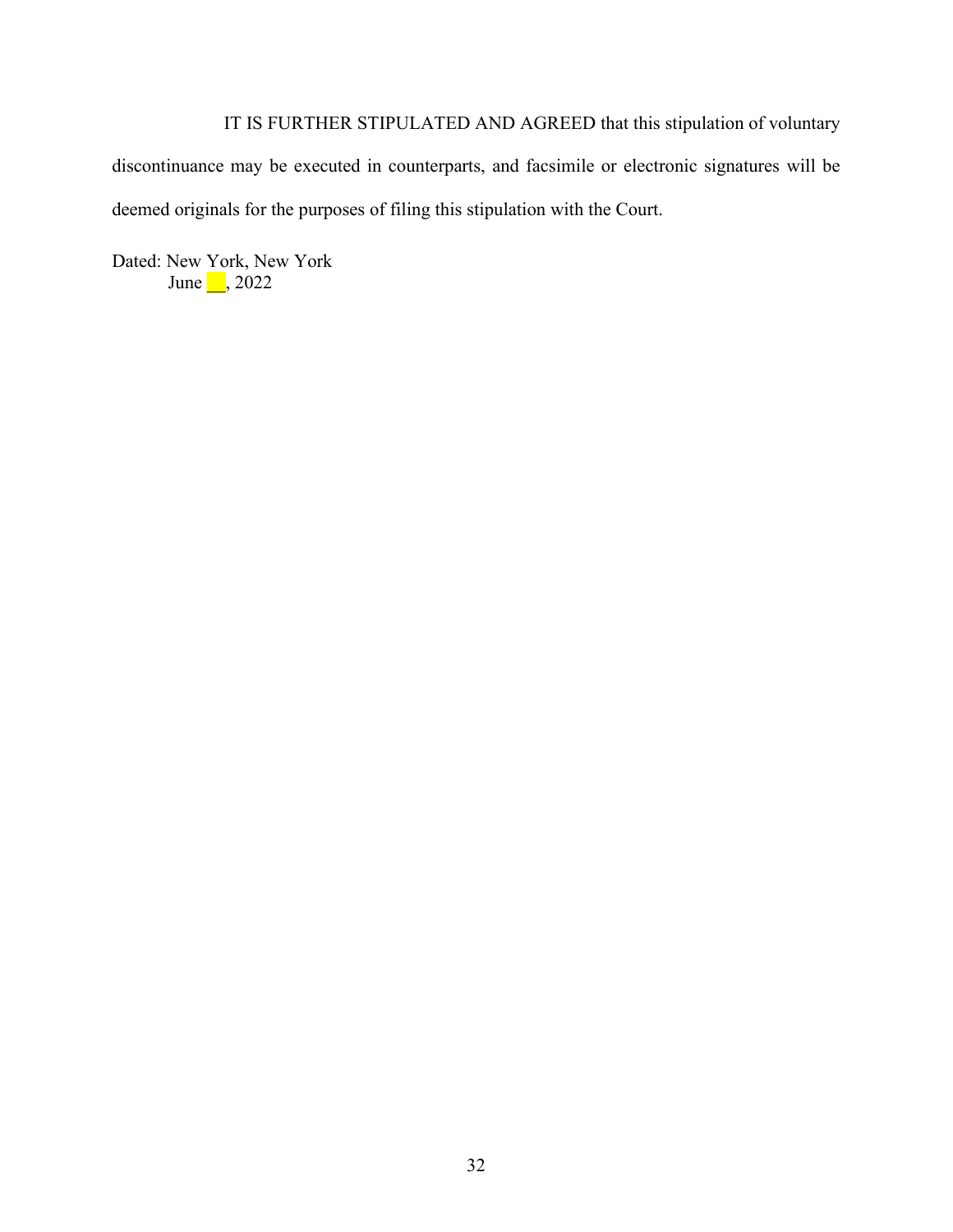IT IS FURTHER STIPULATED AND AGREED that this stipulation of voluntary discontinuance may be executed in counterparts, and facsimile or electronic signatures will be deemed originals for the purposes of filing this stipulation with the Court.

Dated: New York, New York
June __, 2022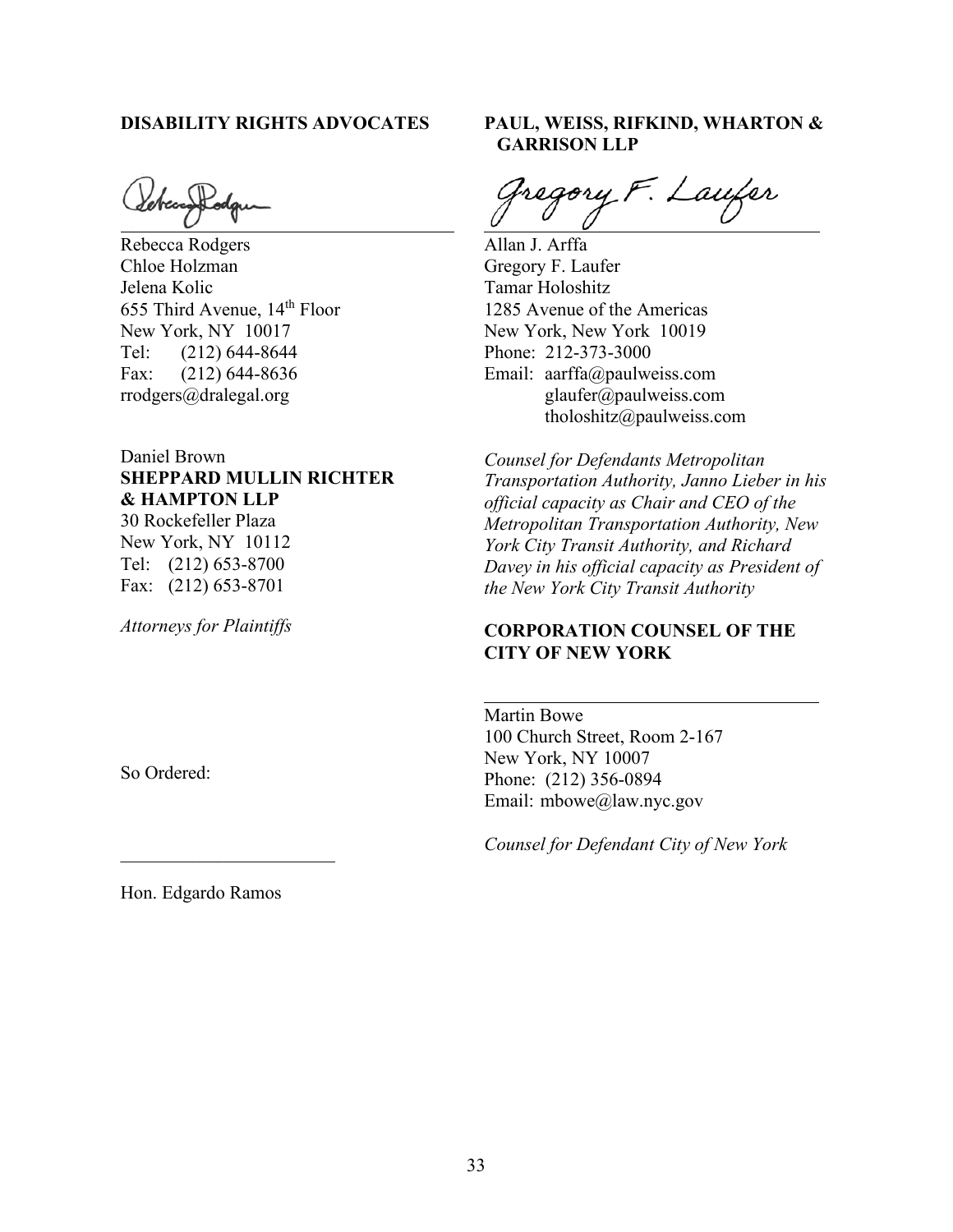**DISABILITY RIGHTS ADVOCATES**

______________________________

Rebecca Rodgers
Chloe Holzman
Jelena Kolic
655 Third Avenue, 14th Floor
New York, NY 10017
Tel: (212) 644-8644
Fax: (212) 644-8636
rrodgers@dralegal.org

Daniel Brown
**SHEPPARD MULLIN RICHTER & HAMPTON LLP**
30 Rockefeller Plaza
New York, NY 10112
Tel: (212) 653-8700
Fax: (212) 653-8701

*Attorneys for Plaintiffs*

**PAUL, WEISS, RIFKIND, WHARTON & GARRISON LLP**

______________________________

Allan J. Arffa
Gregory F. Laufer
Tamar Holoshitz
1285 Avenue of the Americas
New York, New York 10019
Phone: 212-373-3000
Email: aarffa@paulweiss.com
glaufer@paulweiss.com
tholoshitz@paulweiss.com

*Counsel for Defendants Metropolitan Transportation Authority, Janno Lieber in his official capacity as Chair and CEO of the Metropolitan Transportation Authority, New York City Transit Authority, and Richard Davey in his official capacity as President of the New York City Transit Authority*

**CORPORATION COUNSEL OF THE CITY OF NEW YORK**

______________________________

Martin Bowe
100 Church Street, Room 2-167
New York, NY 10007
Phone: (212) 356-0894
Email: mbowe@law.nyc.gov

*Counsel for Defendant City of New York*

So Ordered:

______________________________

Hon. Edgardo Ramos